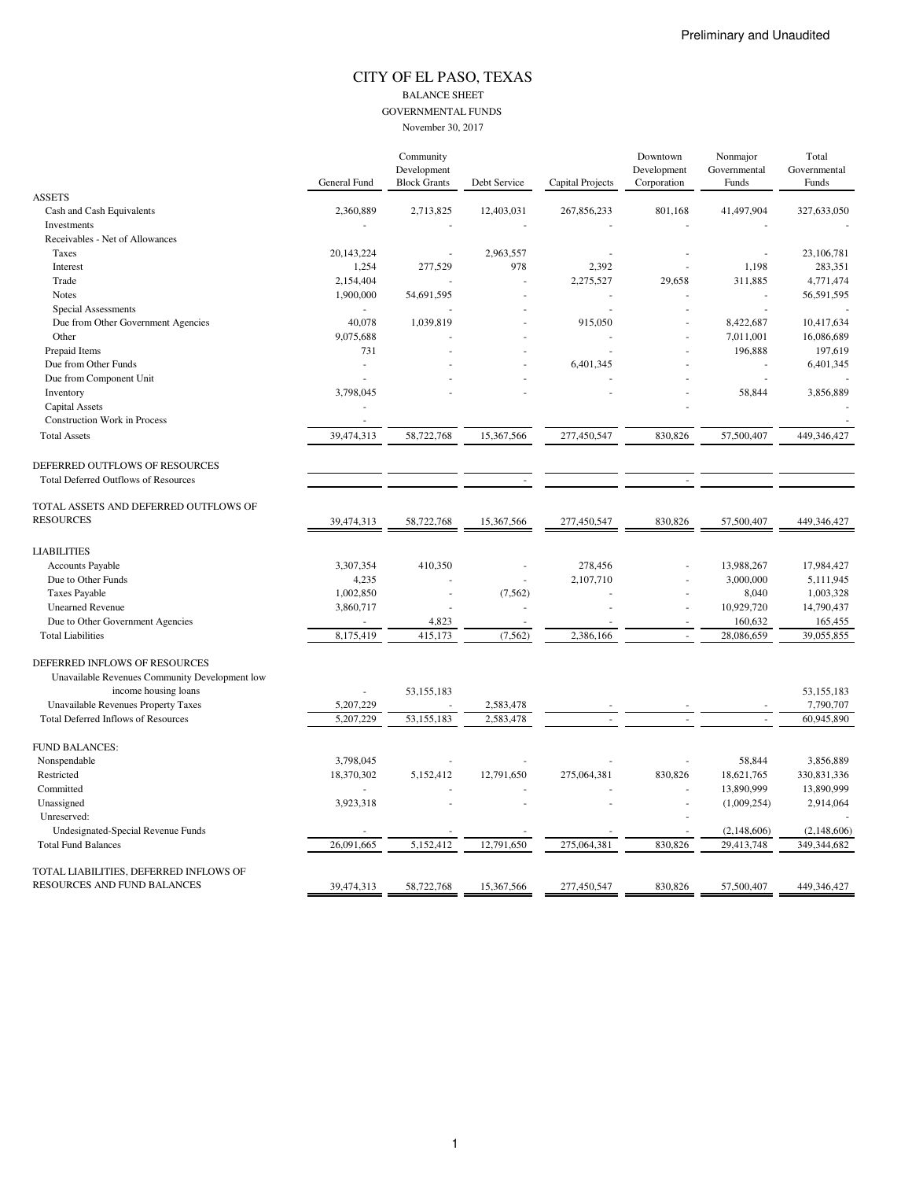Preliminary and Unaudited

# CITY OF EL PASO, TEXAS

## BALANCE SHEET

### GOVERNMENTAL FUNDS

November 30, 2017

| | General Fund | Community Development Block Grants | Debt Service | Capital Projects | Downtown Development Corporation | Nonmajor Governmental Funds | Total Governmental Funds |
|---|---|---|---|---|---|---|---|
| **ASSETS** | | | | | | | |
| Cash and Cash Equivalents | 2,360,889 | 2,713,825 | 12,403,031 | 267,856,233 | 801,168 | 41,497,904 | 327,633,050 |
| Investments | - | - | - | - | - | - | - |
| Receivables - Net of Allowances | | | | | | | |
| Taxes | 20,143,224 | - | 2,963,557 | - | - | - | 23,106,781 |
| Interest | 1,254 | 277,529 | 978 | 2,392 | - | 1,198 | 283,351 |
| Trade | 2,154,404 | - | - | 2,275,527 | 29,658 | 311,885 | 4,771,474 |
| Notes | 1,900,000 | 54,691,595 | - | - | - | - | 56,591,595 |
| Special Assessments | - | - | - | - | - | - | - |
| Due from Other Government Agencies | 40,078 | 1,039,819 | - | 915,050 | - | 8,422,687 | 10,417,634 |
| Other | 9,075,688 | - | - | - | - | 7,011,001 | 16,086,689 |
| Prepaid Items | 731 | - | - | - | - | 196,888 | 197,619 |
| Due from Other Funds | - | - | - | 6,401,345 | - | - | 6,401,345 |
| Due from Component Unit | - | - | - | - | - | - | - |
| Inventory | 3,798,045 | - | - | - | - | 58,844 | 3,856,889 |
| Capital Assets | - | | | | - | | - |
| Construction Work in Process | - | | | | | | - |
| Total Assets | 39,474,313 | 58,722,768 | 15,367,566 | 277,450,547 | 830,826 | 57,500,407 | 449,346,427 |
| **DEFERRED OUTFLOWS OF RESOURCES** | | | | | | | |
| Total Deferred Outflows of Resources | | | - | | - | | |
| **TOTAL ASSETS AND DEFERRED OUTFLOWS OF RESOURCES** | 39,474,313 | 58,722,768 | 15,367,566 | 277,450,547 | 830,826 | 57,500,407 | 449,346,427 |
| **LIABILITIES** | | | | | | | |
| Accounts Payable | 3,307,354 | 410,350 | - | 278,456 | - | 13,988,267 | 17,984,427 |
| Due to Other Funds | 4,235 | - | - | 2,107,710 | - | 3,000,000 | 5,111,945 |
| Taxes Payable | 1,002,850 | - | (7,562) | - | - | 8,040 | 1,003,328 |
| Unearned Revenue | 3,860,717 | - | - | - | - | 10,929,720 | 14,790,437 |
| Due to Other Government Agencies | - | 4,823 | - | - | - | 160,632 | 165,455 |
| Total Liabilities | 8,175,419 | 415,173 | (7,562) | 2,386,166 | - | 28,086,659 | 39,055,855 |
| **DEFERRED INFLOWS OF RESOURCES** | | | | | | | |
| Unavailable Revenues Community Development low income housing loans | - | 53,155,183 | | | | | 53,155,183 |
| Unavailable Revenues Property Taxes | 5,207,229 | - | 2,583,478 | - | - | - | 7,790,707 |
| Total Deferred Inflows of Resources | 5,207,229 | 53,155,183 | 2,583,478 | - | - | - | 60,945,890 |
| **FUND BALANCES:** | | | | | | | |
| Nonspendable | 3,798,045 | - | - | - | - | 58,844 | 3,856,889 |
| Restricted | 18,370,302 | 5,152,412 | 12,791,650 | 275,064,381 | 830,826 | 18,621,765 | 330,831,336 |
| Committed | - | - | - | - | - | 13,890,999 | 13,890,999 |
| Unassigned | 3,923,318 | - | - | - | - | (1,009,254) | 2,914,064 |
| Unreserved: | | | | | - | | - |
| Undesignated-Special Revenue Funds | - | - | - | - | - | (2,148,606) | (2,148,606) |
| Total Fund Balances | 26,091,665 | 5,152,412 | 12,791,650 | 275,064,381 | 830,826 | 29,413,748 | 349,344,682 |
| **TOTAL LIABILITIES, DEFERRED INFLOWS OF RESOURCES AND FUND BALANCES** | 39,474,313 | 58,722,768 | 15,367,566 | 277,450,547 | 830,826 | 57,500,407 | 449,346,427 |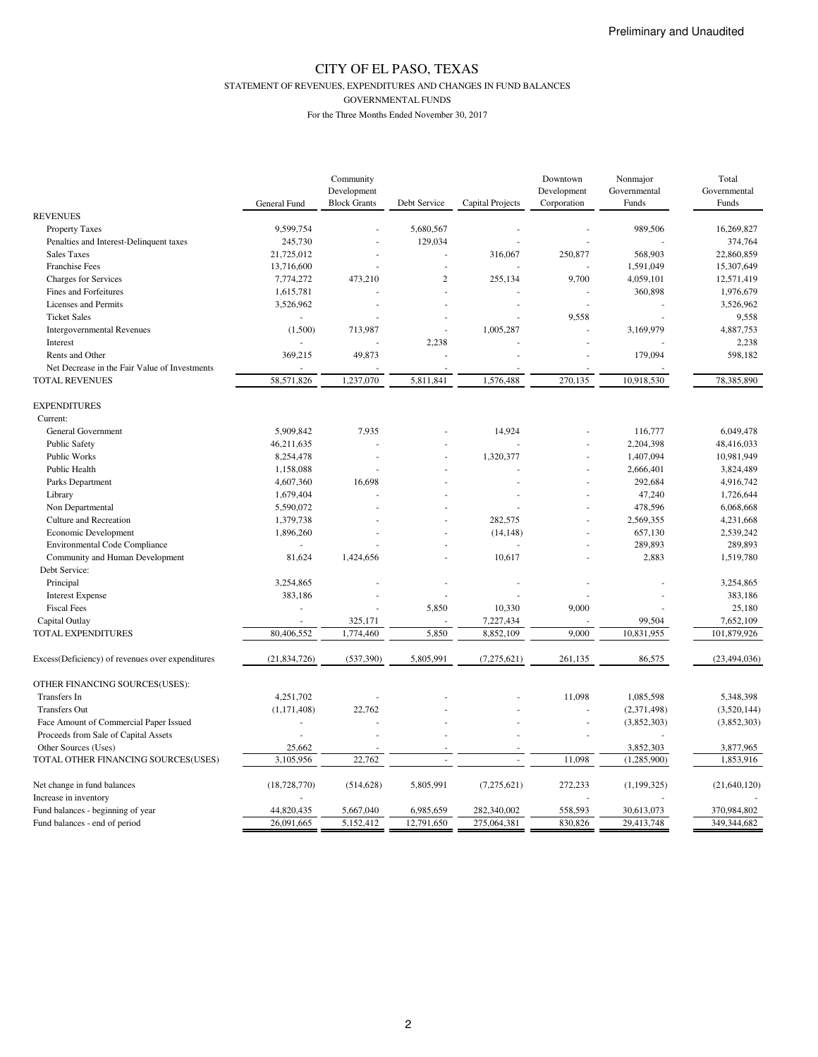Preliminary and Unaudited

# CITY OF EL PASO, TEXAS

STATEMENT OF REVENUES, EXPENDITURES AND CHANGES IN FUND BALANCES

GOVERNMENTAL FUNDS

For the Three Months Ended November 30, 2017

| | General Fund | Community Development Block Grants | Debt Service | Capital Projects | Downtown Development Corporation | Nonmajor Governmental Funds | Total Governmental Funds |
|---|---|---|---|---|---|---|---|
| REVENUES | | | | | | | |
| Property Taxes | 9,599,754 | - | 5,680,567 | - | - | 989,506 | 16,269,827 |
| Penalties and Interest-Delinquent taxes | 245,730 | - | 129,034 | - | - | - | 374,764 |
| Sales Taxes | 21,725,012 | - | - | 316,067 | 250,877 | 568,903 | 22,860,859 |
| Franchise Fees | 13,716,600 | - | - | - | - | 1,591,049 | 15,307,649 |
| Charges for Services | 7,774,272 | 473,210 | 2 | 255,134 | 9,700 | 4,059,101 | 12,571,419 |
| Fines and Forfeitures | 1,615,781 | - | - | - | - | 360,898 | 1,976,679 |
| Licenses and Permits | 3,526,962 | - | - | - | - | - | 3,526,962 |
| Ticket Sales | - | - | - | - | 9,558 | - | 9,558 |
| Intergovernmental Revenues | (1,500) | 713,987 | - | 1,005,287 | - | 3,169,979 | 4,887,753 |
| Interest | - | - | 2,238 | - | - | - | 2,238 |
| Rents and Other | 369,215 | 49,873 | - | - | - | 179,094 | 598,182 |
| Net Decrease in the Fair Value of Investments | - | - | - | - | - | - | - |
| TOTAL REVENUES | 58,571,826 | 1,237,070 | 5,811,841 | 1,576,488 | 270,135 | 10,918,530 | 78,385,890 |
| EXPENDITURES | | | | | | | |
| Current: | | | | | | | |
| General Government | 5,909,842 | 7,935 | - | 14,924 | - | 116,777 | 6,049,478 |
| Public Safety | 46,211,635 | - | - | - | - | 2,204,398 | 48,416,033 |
| Public Works | 8,254,478 | - | - | 1,320,377 | - | 1,407,094 | 10,981,949 |
| Public Health | 1,158,088 | - | - | - | - | 2,666,401 | 3,824,489 |
| Parks Department | 4,607,360 | 16,698 | - | - | - | 292,684 | 4,916,742 |
| Library | 1,679,404 | - | - | - | - | 47,240 | 1,726,644 |
| Non Departmental | 5,590,072 | - | - | - | - | 478,596 | 6,068,668 |
| Culture and Recreation | 1,379,738 | - | - | 282,575 | - | 2,569,355 | 4,231,668 |
| Economic Development | 1,896,260 | - | - | (14,148) | - | 657,130 | 2,539,242 |
| Environmental Code Compliance | - | - | - | - | - | 289,893 | 289,893 |
| Community and Human Development | 81,624 | 1,424,656 | - | 10,617 | - | 2,883 | 1,519,780 |
| Debt Service: | | | | | | | |
| Principal | 3,254,865 | - | - | - | - | - | 3,254,865 |
| Interest Expense | 383,186 | - | - | - | - | - | 383,186 |
| Fiscal Fees | - | - | 5,850 | 10,330 | 9,000 | - | 25,180 |
| Capital Outlay | - | 325,171 | - | 7,227,434 | - | 99,504 | 7,652,109 |
| TOTAL EXPENDITURES | 80,406,552 | 1,774,460 | 5,850 | 8,852,109 | 9,000 | 10,831,955 | 101,879,926 |
| Excess(Deficiency) of revenues over expenditures | (21,834,726) | (537,390) | 5,805,991 | (7,275,621) | 261,135 | 86,575 | (23,494,036) |
| OTHER FINANCING SOURCES(USES): | | | | | | | |
| Transfers In | 4,251,702 | - | - | - | 11,098 | 1,085,598 | 5,348,398 |
| Transfers Out | (1,171,408) | 22,762 | - | - | - | (2,371,498) | (3,520,144) |
| Face Amount of Commercial Paper Issued | - | - | - | - | - | (3,852,303) | (3,852,303) |
| Proceeds from Sale of Capital Assets | - | - | - | - | - | - | |
| Other Sources (Uses) | 25,662 | - | - | - | | 3,852,303 | 3,877,965 |
| TOTAL OTHER FINANCING SOURCES(USES) | 3,105,956 | 22,762 | - | - | 11,098 | (1,285,900) | 1,853,916 |
| Net change in fund balances | (18,728,770) | (514,628) | 5,805,991 | (7,275,621) | 272,233 | (1,199,325) | (21,640,120) |
| Increase in inventory | - | | | | - | - | - |
| Fund balances - beginning of year | 44,820,435 | 5,667,040 | 6,985,659 | 282,340,002 | 558,593 | 30,613,073 | 370,984,802 |
| Fund balances - end of period | 26,091,665 | 5,152,412 | 12,791,650 | 275,064,381 | 830,826 | 29,413,748 | 349,344,682 |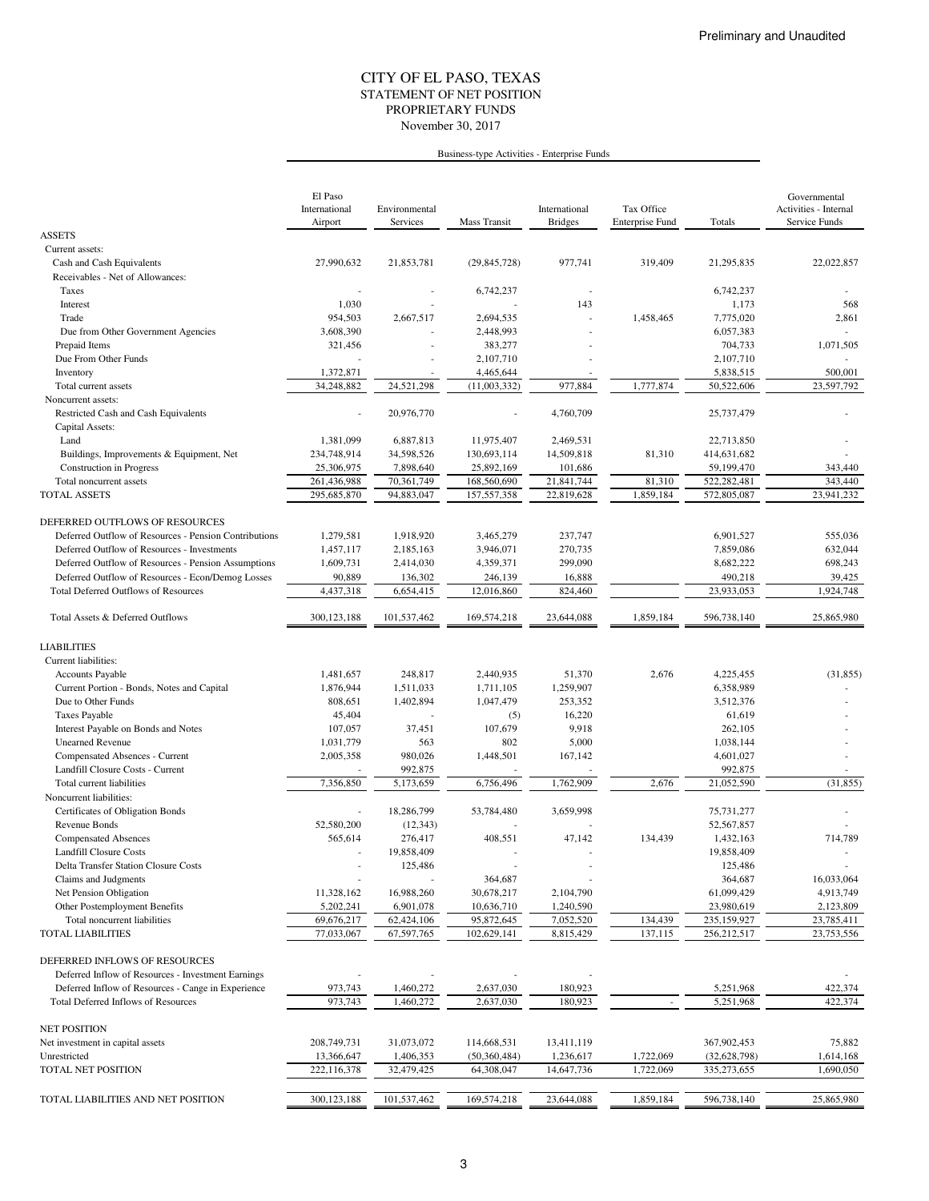Preliminary and Unaudited

# CITY OF EL PASO, TEXAS
## STATEMENT OF NET POSITION
## PROPRIETARY FUNDS
### November 30, 2017

| | Business-type Activities - Enterprise Funds | | | | | | |
|---|---|---|---|---|---|---|---|
| | El Paso International Airport | Environmental Services | Mass Transit | International Bridges | Tax Office Enterprise Fund | Totals | Governmental Activities - Internal Service Funds |
| **ASSETS** | | | | | | | |
| Current assets: | | | | | | | |
| Cash and Cash Equivalents | 27,990,632 | 21,853,781 | (29,845,728) | 977,741 | 319,409 | 21,295,835 | 22,022,857 |
| Receivables - Net of Allowances: | | | | | | | |
| Taxes | - | - | 6,742,237 | - | | 6,742,237 | - |
| Interest | 1,030 | - | - | 143 | | 1,173 | 568 |
| Trade | 954,503 | 2,667,517 | 2,694,535 | - | 1,458,465 | 7,775,020 | 2,861 |
| Due from Other Government Agencies | 3,608,390 | - | 2,448,993 | - | | 6,057,383 | - |
| Prepaid Items | 321,456 | - | 383,277 | - | | 704,733 | 1,071,505 |
| Due From Other Funds | - | - | 2,107,710 | - | | 2,107,710 | - |
| Inventory | 1,372,871 | - | 4,465,644 | - | | 5,838,515 | 500,001 |
| Total current assets | 34,248,882 | 24,521,298 | (11,003,332) | 977,884 | 1,777,874 | 50,522,606 | 23,597,792 |
| Noncurrent assets: | | | | | | | |
| Restricted Cash and Cash Equivalents | - | 20,976,770 | - | 4,760,709 | | 25,737,479 | - |
| Capital Assets: | | | | | | | |
| Land | 1,381,099 | 6,887,813 | 11,975,407 | 2,469,531 | | 22,713,850 | - |
| Buildings, Improvements & Equipment, Net | 234,748,914 | 34,598,526 | 130,693,114 | 14,509,818 | 81,310 | 414,631,682 | - |
| Construction in Progress | 25,306,975 | 7,898,640 | 25,892,169 | 101,686 | | 59,199,470 | 343,440 |
| Total noncurrent assets | 261,436,988 | 70,361,749 | 168,560,690 | 21,841,744 | 81,310 | 522,282,481 | 343,440 |
| TOTAL ASSETS | 295,685,870 | 94,883,047 | 157,557,358 | 22,819,628 | 1,859,184 | 572,805,087 | 23,941,232 |
| **DEFERRED OUTFLOWS OF RESOURCES** | | | | | | | |
| Deferred Outflow of Resources - Pension Contributions | 1,279,581 | 1,918,920 | 3,465,279 | 237,747 | | 6,901,527 | 555,036 |
| Deferred Outflow of Resources - Investments | 1,457,117 | 2,185,163 | 3,946,071 | 270,735 | | 7,859,086 | 632,044 |
| Deferred Outflow of Resources - Pension Assumptions | 1,609,731 | 2,414,030 | 4,359,371 | 299,090 | | 8,682,222 | 698,243 |
| Deferred Outflow of Resources - Econ/Demog Losses | 90,889 | 136,302 | 246,139 | 16,888 | | 490,218 | 39,425 |
| Total Deferred Outflows of Resources | 4,437,318 | 6,654,415 | 12,016,860 | 824,460 | | 23,933,053 | 1,924,748 |
| Total Assets & Deferred Outflows | 300,123,188 | 101,537,462 | 169,574,218 | 23,644,088 | 1,859,184 | 596,738,140 | 25,865,980 |
| **LIABILITIES** | | | | | | | |
| Current liabilities: | | | | | | | |
| Accounts Payable | 1,481,657 | 248,817 | 2,440,935 | 51,370 | 2,676 | 4,225,455 | (31,855) |
| Current Portion - Bonds, Notes and Capital | 1,876,944 | 1,511,033 | 1,711,105 | 1,259,907 | | 6,358,989 | - |
| Due to Other Funds | 808,651 | 1,402,894 | 1,047,479 | 253,352 | | 3,512,376 | - |
| Taxes Payable | 45,404 | - | (5) | 16,220 | | 61,619 | - |
| Interest Payable on Bonds and Notes | 107,057 | 37,451 | 107,679 | 9,918 | | 262,105 | - |
| Unearned Revenue | 1,031,779 | 563 | 802 | 5,000 | | 1,038,144 | - |
| Compensated Absences - Current | 2,005,358 | 980,026 | 1,448,501 | 167,142 | | 4,601,027 | - |
| Landfill Closure Costs - Current | - | 992,875 | - | - | | 992,875 | - |
| Total current liabilities | 7,356,850 | 5,173,659 | 6,756,496 | 1,762,909 | 2,676 | 21,052,590 | (31,855) |
| Noncurrent liabilities: | | | | | | | |
| Certificates of Obligation Bonds | - | 18,286,799 | 53,784,480 | 3,659,998 | | 75,731,277 | - |
| Revenue Bonds | 52,580,200 | (12,343) | - | - | | 52,567,857 | - |
| Compensated Absences | 565,614 | 276,417 | 408,551 | 47,142 | 134,439 | 1,432,163 | 714,789 |
| Landfill Closure Costs | - | 19,858,409 | - | - | | 19,858,409 | - |
| Delta Transfer Station Closure Costs | - | 125,486 | - | - | | 125,486 | - |
| Claims and Judgments | - | - | 364,687 | - | | 364,687 | 16,033,064 |
| Net Pension Obligation | 11,328,162 | 16,988,260 | 30,678,217 | 2,104,790 | | 61,099,429 | 4,913,749 |
| Other Postemployment Benefits | 5,202,241 | 6,901,078 | 10,636,710 | 1,240,590 | | 23,980,619 | 2,123,809 |
| Total noncurrent liabilities | 69,676,217 | 62,424,106 | 95,872,645 | 7,052,520 | 134,439 | 235,159,927 | 23,785,411 |
| TOTAL LIABILITIES | 77,033,067 | 67,597,765 | 102,629,141 | 8,815,429 | 137,115 | 256,212,517 | 23,753,556 |
| **DEFERRED INFLOWS OF RESOURCES** | | | | | | | |
| Deferred Inflow of Resources - Investment Earnings | - | - | - | - | | | - |
| Deferred Inflow of Resources - Cange in Experience | 973,743 | 1,460,272 | 2,637,030 | 180,923 | | 5,251,968 | 422,374 |
| Total Deferred Inflows of Resources | 973,743 | 1,460,272 | 2,637,030 | 180,923 | - | 5,251,968 | 422,374 |
| **NET POSITION** | | | | | | | |
| Net investment in capital assets | 208,749,731 | 31,073,072 | 114,668,531 | 13,411,119 | | 367,902,453 | 75,882 |
| Unrestricted | 13,366,647 | 1,406,353 | (50,360,484) | 1,236,617 | 1,722,069 | (32,628,798) | 1,614,168 |
| TOTAL NET POSITION | 222,116,378 | 32,479,425 | 64,308,047 | 14,647,736 | 1,722,069 | 335,273,655 | 1,690,050 |
| TOTAL LIABILITIES AND NET POSITION | 300,123,188 | 101,537,462 | 169,574,218 | 23,644,088 | 1,859,184 | 596,738,140 | 25,865,980 |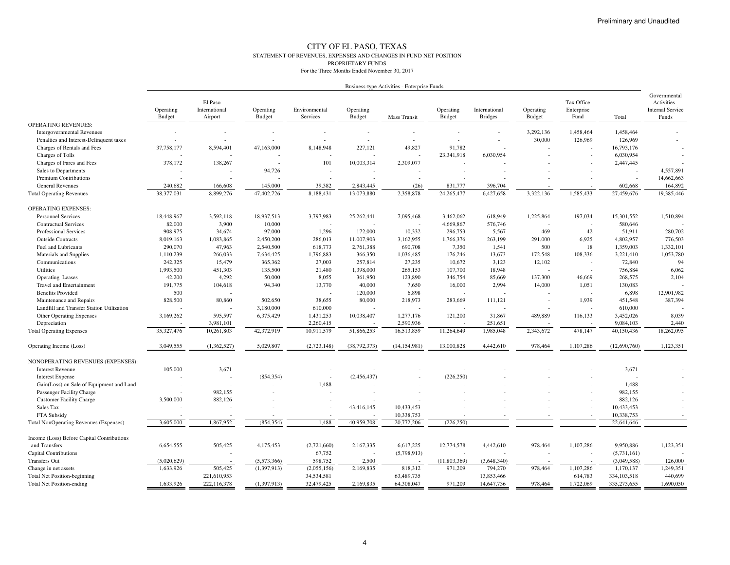Preliminary and Unaudited

# CITY OF EL PASO, TEXAS

STATEMENT OF REVENUES, EXPENSES AND CHANGES IN FUND NET POSITION

PROPRIETARY FUNDS

For the Three Months Ended November 30, 2017

| | Business-type Activities - Enterprise Funds | | | | | | | | | | | |
|---|---|---|---|---|---|---|---|---|---|---|---|---|
| | Operating Budget | El Paso International Airport | Operating Budget | Environmental Services | Operating Budget | Mass Transit | Operating Budget | International Bridges | Operating Budget | Tax Office Enterprise Fund | Total | Governmental Activities - Internal Service Funds |
| OPERATING REVENUES: | | | | | | | | | | | | |
| Intergovernmental Revenues | - | - | - | - | - | - | - | - | 3,292,136 | 1,458,464 | 1,458,464 | - |
| Penalties and Interest-Delinquent taxes | - | - | - | - | - | - | - | - | 30,000 | 126,969 | 126,969 | - |
| Charges of Rentals and Fees | 37,758,177 | 8,594,401 | 47,163,000 | 8,148,948 | 227,121 | 49,827 | 91,782 | - | - | - | 16,793,176 | - |
| Charges of Tolls | - | - | - | - | - | - | 23,341,918 | 6,030,954 | - | - | 6,030,954 | - |
| Charges of Fares and Fees | 378,172 | 138,267 | - | 101 | 10,003,314 | 2,309,077 | - | - | - | - | 2,447,445 | - |
| Sales to Departments | - | - | 94,726 | - | - | - | - | - | - | - | - | 4,557,891 |
| Premium Contributions | - | - | - | - | - | - | - | - | - | - | - | 14,662,663 |
| General Revenues | 240,682 | 166,608 | 145,000 | 39,382 | 2,843,445 | (26) | 831,777 | 396,704 | - | - | 602,668 | 164,892 |
| Total Operating Revenues | 38,377,031 | 8,899,276 | 47,402,726 | 8,188,431 | 13,073,880 | 2,358,878 | 24,265,477 | 6,427,658 | 3,322,136 | 1,585,433 | 27,459,676 | 19,385,446 |
| OPERATING EXPENSES: | | | | | | | | | | | | |
| Personnel Services | 18,448,967 | 3,592,118 | 18,937,513 | 3,797,983 | 25,262,441 | 7,095,468 | 3,462,062 | 618,949 | 1,225,864 | 197,034 | 15,301,552 | 1,510,894 |
| Contractual Services | 82,000 | 3,900 | 10,000 | - | - | - | 4,669,867 | 576,746 | - | - | 580,646 | - |
| Professional Services | 908,975 | 34,674 | 97,000 | 1,296 | 172,000 | 10,332 | 296,753 | 5,567 | 469 | 42 | 51,911 | 280,702 |
| Outside Contracts | 8,019,163 | 1,083,865 | 2,450,200 | 286,013 | 11,007,903 | 3,162,955 | 1,766,376 | 263,199 | 291,000 | 6,925 | 4,802,957 | 776,503 |
| Fuel and Lubricants | 290,070 | 47,963 | 2,540,500 | 618,773 | 2,761,388 | 690,708 | 7,350 | 1,541 | 500 | 18 | 1,359,003 | 1,332,101 |
| Materials and Supplies | 1,110,239 | 266,033 | 7,634,425 | 1,796,883 | 366,350 | 1,036,485 | 176,246 | 13,673 | 172,548 | 108,336 | 3,221,410 | 1,053,780 |
| Communications | 242,325 | 15,479 | 365,362 | 27,003 | 257,814 | 27,235 | 10,672 | 3,123 | 12,102 | - | 72,840 | 94 |
| Utilities | 1,993,500 | 451,303 | 135,500 | 21,480 | 1,398,000 | 265,153 | 107,700 | 18,948 | - | - | 756,884 | 6,062 |
| Operating Leases | 42,200 | 4,292 | 50,000 | 8,055 | 361,950 | 123,890 | 346,754 | 85,669 | 137,300 | 46,669 | 268,575 | 2,104 |
| Travel and Entertainment | 191,775 | 104,618 | 94,340 | 13,770 | 40,000 | 7,650 | 16,000 | 2,994 | 14,000 | 1,051 | 130,083 | - |
| Benefits Provided | 500 | - | | - | 120,000 | 6,898 | - | - | - | - | 6,898 | 12,901,982 |
| Maintenance and Repairs | 828,500 | 80,860 | 502,650 | 38,655 | 80,000 | 218,973 | 283,669 | 111,121 | - | 1,939 | 451,548 | 387,394 |
| Landfill and Transfer Station Utilization | - | - | 3,180,000 | 610,000 | - | - | - | - | - | - | 610,000 | - |
| Other Operating Expenses | 3,169,262 | 595,597 | 6,375,429 | 1,431,253 | 10,038,407 | 1,277,176 | 121,200 | 31,867 | 489,889 | 116,133 | 3,452,026 | 8,039 |
| Depreciation | - | 3,981,101 | | 2,260,415 | - | 2,590,936 | - | 251,651 | - | - | 9,084,103 | 2,440 |
| Total Operating Expenses | 35,327,476 | 10,261,803 | 42,372,919 | 10,911,579 | 51,866,253 | 16,513,859 | 11,264,649 | 1,985,048 | 2,343,672 | 478,147 | 40,150,436 | 18,262,095 |
| Operating Income (Loss) | 3,049,555 | (1,362,527) | 5,029,807 | (2,723,148) | (38,792,373) | (14,154,981) | 13,000,828 | 4,442,610 | 978,464 | 1,107,286 | (12,690,760) | 1,123,351 |
| NONOPERATING REVENUES (EXPENSES): | | | | | | | | | | | | |
| Interest Revenue | 105,000 | 3,671 | | - | - | - | - | - | - | - | 3,671 | - |
| Interest Expense | - | - | (854,354) | - | (2,456,437) | - | (226,250) | - | - | - | - | - |
| Gain(Loss) on Sale of Equipment and Land | - | - | - | 1,488 | - | - | - | - | - | - | 1,488 | - |
| Passenger Facility Charge | - | 982,155 | - | - | - | - | - | - | - | - | 982,155 | - |
| Customer Facility Charge | 3,500,000 | 882,126 | - | - | - | - | - | - | - | - | 882,126 | - |
| Sales Tax | - | - | - | - | 43,416,145 | 10,433,453 | - | - | - | - | 10,433,453 | - |
| FTA Subsidy | - | - | - | - | - | 10,338,753 | - | - | - | - | 10,338,753 | - |
| Total NonOperating Revenues (Expenses) | 3,605,000 | 1,867,952 | (854,354) | 1,488 | 40,959,708 | 20,772,206 | (226,250) | - | - | - | 22,641,646 | - |
| Income (Loss) Before Capital Contributions and Transfers | 6,654,555 | 505,425 | 4,175,453 | (2,721,660) | 2,167,335 | 6,617,225 | 12,774,578 | 4,442,610 | 978,464 | 1,107,286 | 9,950,886 | 1,123,351 |
| Capital Contributions | | - | | 67,752 | - | (5,798,913) | - | - | - | - | (5,731,161) | - |
| Transfers Out | (5,020,629) | - | (5,573,366) | 598,752 | 2,500 | - | (11,803,369) | (3,648,340) | - | - | (3,049,588) | 126,000 |
| Change in net assets | 1,633,926 | 505,425 | (1,397,913) | (2,055,156) | 2,169,835 | 818,312 | 971,209 | 794,270 | 978,464 | 1,107,286 | 1,170,137 | 1,249,351 |
| Total Net Position-beginning | | 221,610,953 | | 34,534,581 | | 63,489,735 | | 13,853,466 | | 614,783 | 334,103,518 | 440,699 |
| Total Net Position-ending | 1,633,926 | 222,116,378 | (1,397,913) | 32,479,425 | 2,169,835 | 64,308,047 | 971,209 | 14,647,736 | 978,464 | 1,722,069 | 335,273,655 | 1,690,050 |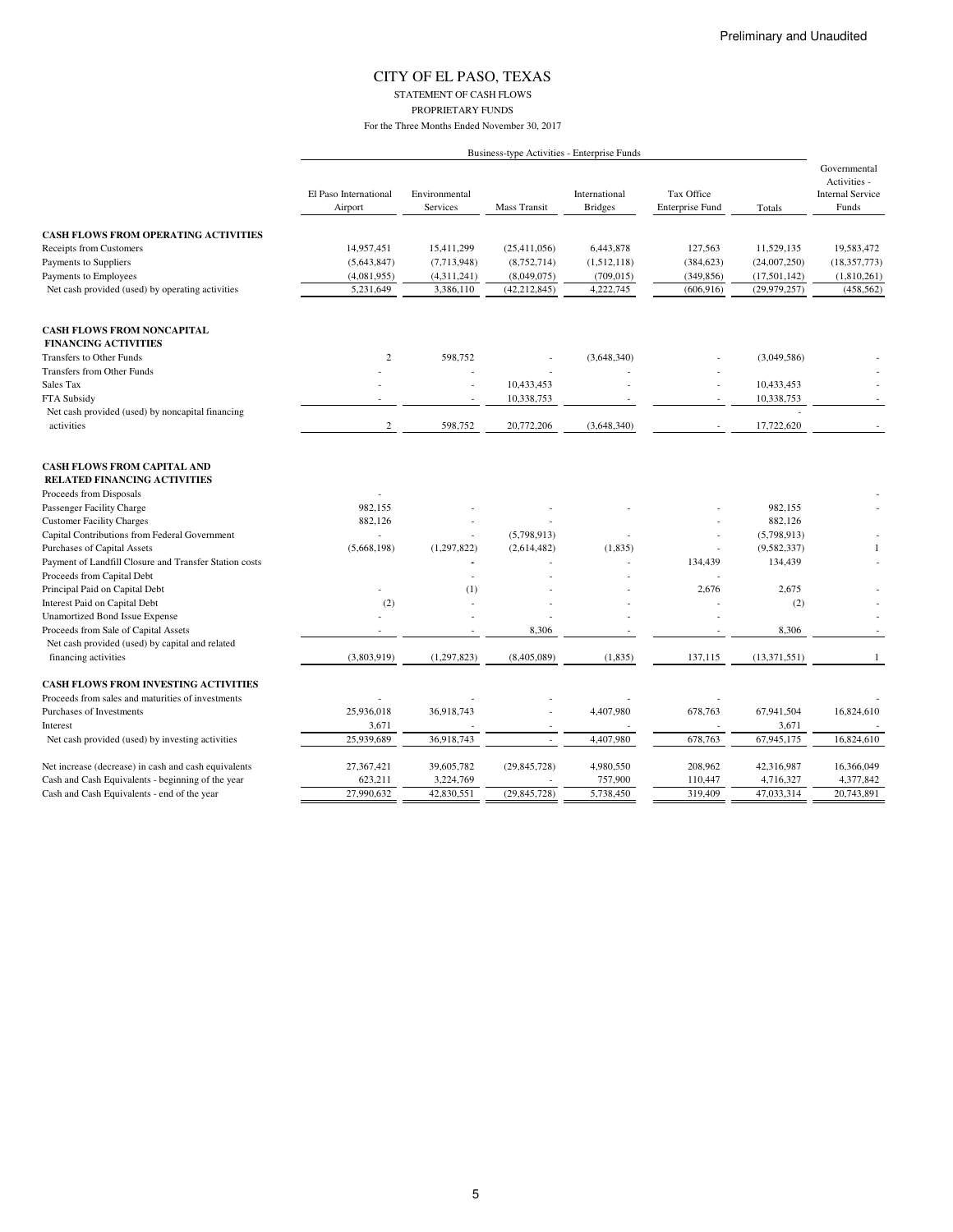Preliminary and Unaudited

# CITY OF EL PASO, TEXAS

STATEMENT OF CASH FLOWS

PROPRIETARY FUNDS

For the Three Months Ended November 30, 2017

| | Business-type Activities - Enterprise Funds | | | | | | |
|---|---|---|---|---|---|---|---|
| | El Paso International Airport | Environmental Services | Mass Transit | International Bridges | Tax Office Enterprise Fund | Totals | Governmental Activities - Internal Service Funds |
| **CASH FLOWS FROM OPERATING ACTIVITIES** | | | | | | | |
| Receipts from Customers | 14,957,451 | 15,411,299 | (25,411,056) | 6,443,878 | 127,563 | 11,529,135 | 19,583,472 |
| Payments to Suppliers | (5,643,847) | (7,713,948) | (8,752,714) | (1,512,118) | (384,623) | (24,007,250) | (18,357,773) |
| Payments to Employees | (4,081,955) | (4,311,241) | (8,049,075) | (709,015) | (349,856) | (17,501,142) | (1,810,261) |
| Net cash provided (used) by operating activities | 5,231,649 | 3,386,110 | (42,212,845) | 4,222,745 | (606,916) | (29,979,257) | (458,562) |
| **CASH FLOWS FROM NONCAPITAL FINANCING ACTIVITIES** | | | | | | | |
| Transfers to Other Funds | 2 | 598,752 | - | (3,648,340) | - | (3,049,586) | - |
| Transfers from Other Funds | - | - | - | - | - | | - |
| Sales Tax | - | - | 10,433,453 | - | - | 10,433,453 | - |
| FTA Subsidy | - | - | 10,338,753 | - | - | 10,338,753 | - |
| Net cash provided (used) by noncapital financing activities | 2 | 598,752 | 20,772,206 | (3,648,340) | - | 17,722,620 | - |
| **CASH FLOWS FROM CAPITAL AND RELATED FINANCING ACTIVITIES** | | | | | | | |
| Proceeds from Disposals | - | | | | | | - |
| Passenger Facility Charge | 982,155 | - | - | - | - | 982,155 | - |
| Customer Facility Charges | 882,126 | - | - | | - | 882,126 | |
| Capital Contributions from Federal Government | - | - | (5,798,913) | - | - | (5,798,913) | - |
| Purchases of Capital Assets | (5,668,198) | (1,297,822) | (2,614,482) | (1,835) | - | (9,582,337) | 1 |
| Payment of Landfill Closure and Transfer Station costs | | - | - | - | 134,439 | 134,439 | - |
| Proceeds from Capital Debt | | - | - | - | - | | |
| Principal Paid on Capital Debt | - | (1) | - | - | 2,676 | 2,675 | - |
| Interest Paid on Capital Debt | (2) | - | - | - | - | (2) | - |
| Unamortized Bond Issue Expense | - | - | - | - | - | | - |
| Proceeds from Sale of Capital Assets | - | - | 8,306 | - | - | 8,306 | - |
| Net cash provided (used) by capital and related financing activities | (3,803,919) | (1,297,823) | (8,405,089) | (1,835) | 137,115 | (13,371,551) | 1 |
| **CASH FLOWS FROM INVESTING ACTIVITIES** | | | | | | | |
| Proceeds from sales and maturities of investments | - | - | - | - | - | | - |
| Purchases of Investments | 25,936,018 | 36,918,743 | - | 4,407,980 | 678,763 | 67,941,504 | 16,824,610 |
| Interest | 3,671 | - | - | - | - | 3,671 | - |
| Net cash provided (used) by investing activities | 25,939,689 | 36,918,743 | - | 4,407,980 | 678,763 | 67,945,175 | 16,824,610 |
| Net increase (decrease) in cash and cash equivalents | 27,367,421 | 39,605,782 | (29,845,728) | 4,980,550 | 208,962 | 42,316,987 | 16,366,049 |
| Cash and Cash Equivalents - beginning of the year | 623,211 | 3,224,769 | - | 757,900 | 110,447 | 4,716,327 | 4,377,842 |
| Cash and Cash Equivalents - end of the year | 27,990,632 | 42,830,551 | (29,845,728) | 5,738,450 | 319,409 | 47,033,314 | 20,743,891 |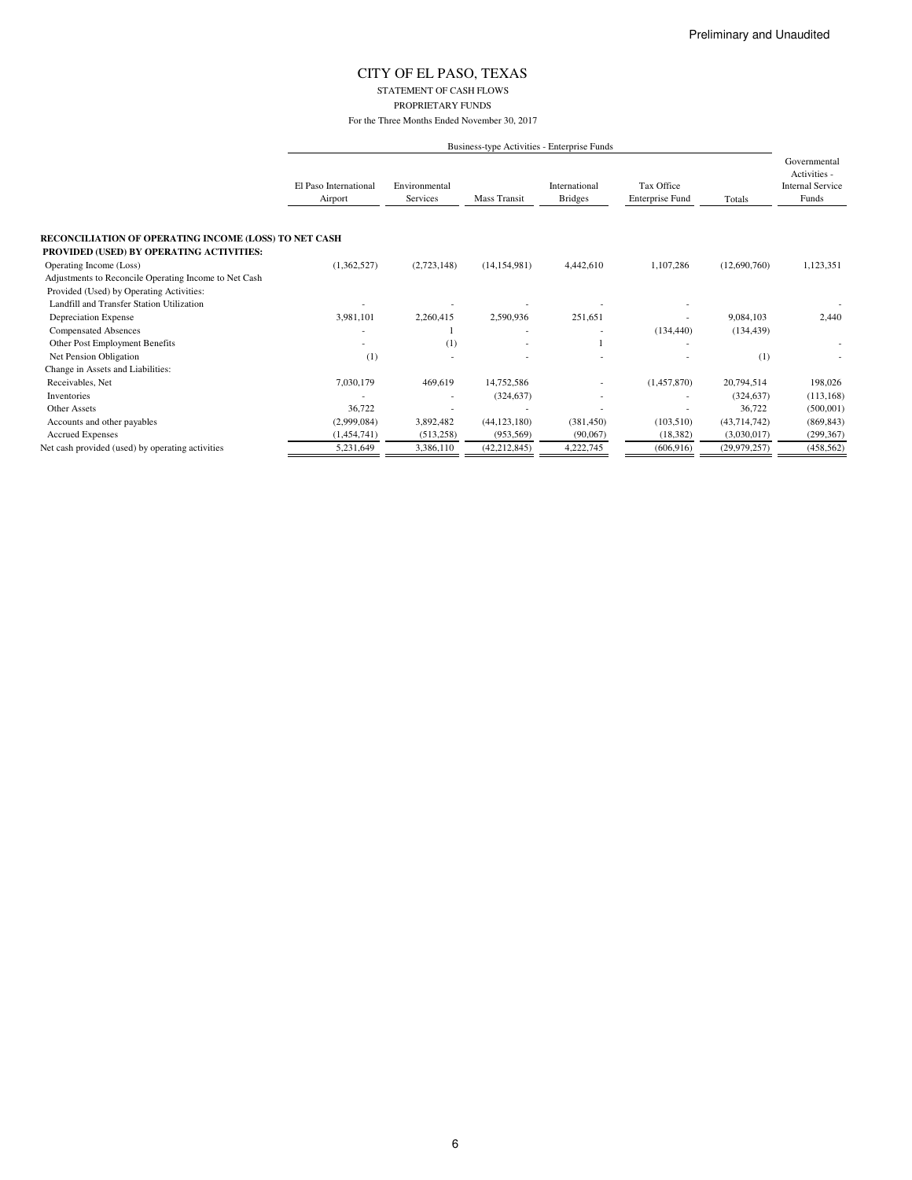Preliminary and Unaudited

# CITY OF EL PASO, TEXAS

STATEMENT OF CASH FLOWS

PROPRIETARY FUNDS

For the Three Months Ended November 30, 2017

| | Business-type Activities - Enterprise Funds | | | | | | Governmental Activities - Internal Service Funds |
|---|---|---|---|---|---|---|---|
| | El Paso International Airport | Environmental Services | Mass Transit | International Bridges | Tax Office Enterprise Fund | Totals | |
| **RECONCILIATION OF OPERATING INCOME (LOSS) TO NET CASH PROVIDED (USED) BY OPERATING ACTIVITIES:** | | | | | | | |
| Operating Income (Loss) | (1,362,527) | (2,723,148) | (14,154,981) | 4,442,610 | 1,107,286 | (12,690,760) | 1,123,351 |
| Adjustments to Reconcile Operating Income to Net Cash Provided (Used) by Operating Activities: | | | | | | | |
| Landfill and Transfer Station Utilization | - | - | - | - | - | | - |
| Depreciation Expense | 3,981,101 | 2,260,415 | 2,590,936 | 251,651 | - | 9,084,103 | 2,440 |
| Compensated Absences | - | 1 | - | - | (134,440) | (134,439) | |
| Other Post Employment Benefits | - | (1) | - | 1 | - | | - |
| Net Pension Obligation | (1) | - | - | - | - | (1) | - |
| Change in Assets and Liabilities: | | | | | | | |
| Receivables, Net | 7,030,179 | 469,619 | 14,752,586 | - | (1,457,870) | 20,794,514 | 198,026 |
| Inventories | - | - | (324,637) | - | - | (324,637) | (113,168) |
| Other Assets | 36,722 | - | - | - | - | 36,722 | (500,001) |
| Accounts and other payables | (2,999,084) | 3,892,482 | (44,123,180) | (381,450) | (103,510) | (43,714,742) | (869,843) |
| Accrued Expenses | (1,454,741) | (513,258) | (953,569) | (90,067) | (18,382) | (3,030,017) | (299,367) |
| Net cash provided (used) by operating activities | 5,231,649 | 3,386,110 | (42,212,845) | 4,222,745 | (606,916) | (29,979,257) | (458,562) |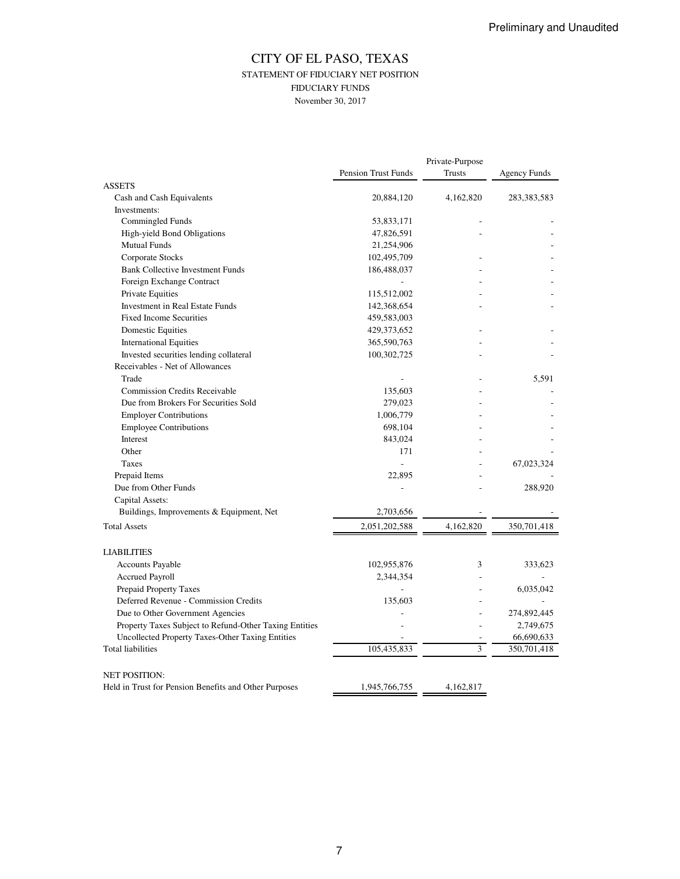Preliminary and Unaudited

# CITY OF EL PASO, TEXAS

## STATEMENT OF FIDUCIARY NET POSITION

### FIDUCIARY FUNDS

November 30, 2017

| | Pension Trust Funds | Private-Purpose Trusts | Agency Funds |
|---|---|---|---|
| ASSETS | | | |
| Cash and Cash Equivalents | 20,884,120 | 4,162,820 | 283,383,583 |
| Investments: | | | |
| Commingled Funds | 53,833,171 | - | - |
| High-yield Bond Obligations | 47,826,591 | - | - |
| Mutual Funds | 21,254,906 | | - |
| Corporate Stocks | 102,495,709 | - | - |
| Bank Collective Investment Funds | 186,488,037 | - | - |
| Foreign Exchange Contract | - | - | - |
| Private Equities | 115,512,002 | - | - |
| Investment in Real Estate Funds | 142,368,654 | - | - |
| Fixed Income Securities | 459,583,003 | | |
| Domestic Equities | 429,373,652 | - | - |
| International Equities | 365,590,763 | - | - |
| Invested securities lending collateral | 100,302,725 | - | - |
| Receivables - Net of Allowances | | | |
| Trade | - | - | 5,591 |
| Commission Credits Receivable | 135,603 | - | - |
| Due from Brokers For Securities Sold | 279,023 | - | - |
| Employer Contributions | 1,006,779 | - | - |
| Employee Contributions | 698,104 | - | - |
| Interest | 843,024 | - | - |
| Other | 171 | - | - |
| Taxes | - | - | 67,023,324 |
| Prepaid Items | 22,895 | - | - |
| Due from Other Funds | - | - | 288,920 |
| Capital Assets: | | | |
| Buildings, Improvements & Equipment, Net | 2,703,656 | - | - |
| Total Assets | 2,051,202,588 | 4,162,820 | 350,701,418 |
| | | | |
| LIABILITIES | | | |
| Accounts Payable | 102,955,876 | 3 | 333,623 |
| Accrued Payroll | 2,344,354 | - | - |
| Prepaid Property Taxes | - | - | 6,035,042 |
| Deferred Revenue - Commission Credits | 135,603 | - | - |
| Due to Other Government Agencies | - | - | 274,892,445 |
| Property Taxes Subject to Refund-Other Taxing Entities | - | - | 2,749,675 |
| Uncollected Property Taxes-Other Taxing Entities | - | - | 66,690,633 |
| Total liabilities | 105,435,833 | 3 | 350,701,418 |
| | | | |
| NET POSITION: | | | |
| Held in Trust for Pension Benefits and Other Purposes | 1,945,766,755 | 4,162,817 | |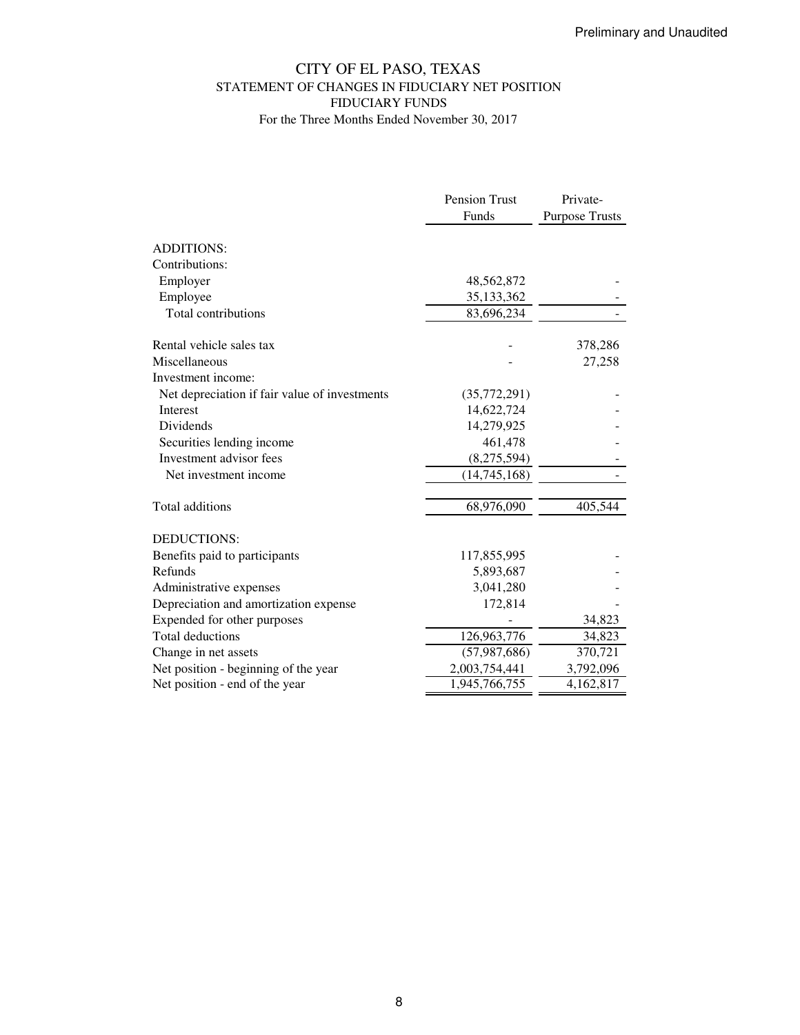Preliminary and Unaudited

# CITY OF EL PASO, TEXAS
## STATEMENT OF CHANGES IN FIDUCIARY NET POSITION
## FIDUCIARY FUNDS
For the Three Months Ended November 30, 2017

| | Pension Trust Funds | Private-Purpose Trusts |
|---|---|---|
| ADDITIONS: | | |
| Contributions: | | |
| Employer | 48,562,872 | - |
| Employee | 35,133,362 | - |
| Total contributions | 83,696,234 | - |
| | | |
| Rental vehicle sales tax | - | 378,286 |
| Miscellaneous | - | 27,258 |
| Investment income: | | |
| Net depreciation if fair value of investments | (35,772,291) | - |
| Interest | 14,622,724 | - |
| Dividends | 14,279,925 | - |
| Securities lending income | 461,478 | - |
| Investment advisor fees | (8,275,594) | - |
| Net investment income | (14,745,168) | - |
| | | |
| Total additions | 68,976,090 | 405,544 |
| | | |
| DEDUCTIONS: | | |
| Benefits paid to participants | 117,855,995 | - |
| Refunds | 5,893,687 | - |
| Administrative expenses | 3,041,280 | - |
| Depreciation and amortization expense | 172,814 | - |
| Expended for other purposes | - | 34,823 |
| Total deductions | 126,963,776 | 34,823 |
| Change in net assets | (57,987,686) | 370,721 |
| Net position - beginning of the year | 2,003,754,441 | 3,792,096 |
| Net position - end of the year | 1,945,766,755 | 4,162,817 |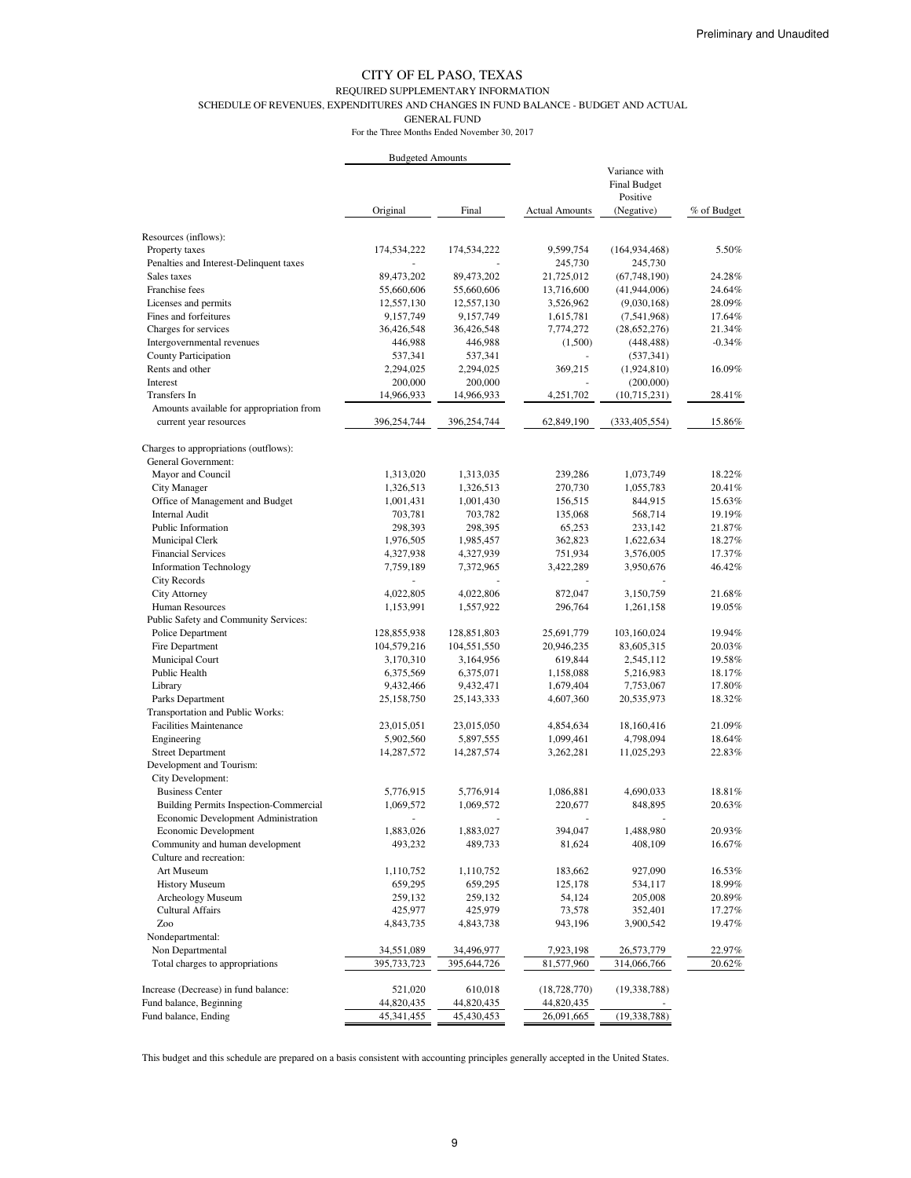Preliminary and Unaudited

# CITY OF EL PASO, TEXAS

## REQUIRED SUPPLEMENTARY INFORMATION

### SCHEDULE OF REVENUES, EXPENDITURES AND CHANGES IN FUND BALANCE - BUDGET AND ACTUAL

### GENERAL FUND

For the Three Months Ended November 30, 2017

| | Budgeted Amounts | | | | |
|---|---|---|---|---|---|
| | Original | Final | Actual Amounts | Variance with Final Budget Positive (Negative) | % of Budget |
| Resources (inflows): | | | | | |
| Property taxes | 174,534,222 | 174,534,222 | 9,599,754 | (164,934,468) | 5.50% |
| Penalties and Interest-Delinquent taxes | - | - | 245,730 | 245,730 | |
| Sales taxes | 89,473,202 | 89,473,202 | 21,725,012 | (67,748,190) | 24.28% |
| Franchise fees | 55,660,606 | 55,660,606 | 13,716,600 | (41,944,006) | 24.64% |
| Licenses and permits | 12,557,130 | 12,557,130 | 3,526,962 | (9,030,168) | 28.09% |
| Fines and forfeitures | 9,157,749 | 9,157,749 | 1,615,781 | (7,541,968) | 17.64% |
| Charges for services | 36,426,548 | 36,426,548 | 7,774,272 | (28,652,276) | 21.34% |
| Intergovernmental revenues | 446,988 | 446,988 | (1,500) | (448,488) | -0.34% |
| County Participation | 537,341 | 537,341 | - | (537,341) | |
| Rents and other | 2,294,025 | 2,294,025 | 369,215 | (1,924,810) | 16.09% |
| Interest | 200,000 | 200,000 | - | (200,000) | |
| Transfers In | 14,966,933 | 14,966,933 | 4,251,702 | (10,715,231) | 28.41% |
| Amounts available for appropriation from current year resources | 396,254,744 | 396,254,744 | 62,849,190 | (333,405,554) | 15.86% |
| Charges to appropriations (outflows): | | | | | |
| General Government: | | | | | |
| Mayor and Council | 1,313,020 | 1,313,035 | 239,286 | 1,073,749 | 18.22% |
| City Manager | 1,326,513 | 1,326,513 | 270,730 | 1,055,783 | 20.41% |
| Office of Management and Budget | 1,001,431 | 1,001,430 | 156,515 | 844,915 | 15.63% |
| Internal Audit | 703,781 | 703,782 | 135,068 | 568,714 | 19.19% |
| Public Information | 298,393 | 298,395 | 65,253 | 233,142 | 21.87% |
| Municipal Clerk | 1,976,505 | 1,985,457 | 362,823 | 1,622,634 | 18.27% |
| Financial Services | 4,327,938 | 4,327,939 | 751,934 | 3,576,005 | 17.37% |
| Information Technology | 7,759,189 | 7,372,965 | 3,422,289 | 3,950,676 | 46.42% |
| City Records | - | - | - | - | |
| City Attorney | 4,022,805 | 4,022,806 | 872,047 | 3,150,759 | 21.68% |
| Human Resources | 1,153,991 | 1,557,922 | 296,764 | 1,261,158 | 19.05% |
| Public Safety and Community Services: | | | | | |
| Police Department | 128,855,938 | 128,851,803 | 25,691,779 | 103,160,024 | 19.94% |
| Fire Department | 104,579,216 | 104,551,550 | 20,946,235 | 83,605,315 | 20.03% |
| Municipal Court | 3,170,310 | 3,164,956 | 619,844 | 2,545,112 | 19.58% |
| Public Health | 6,375,569 | 6,375,071 | 1,158,088 | 5,216,983 | 18.17% |
| Library | 9,432,466 | 9,432,471 | 1,679,404 | 7,753,067 | 17.80% |
| Parks Department | 25,158,750 | 25,143,333 | 4,607,360 | 20,535,973 | 18.32% |
| Transportation and Public Works: | | | | | |
| Facilities Maintenance | 23,015,051 | 23,015,050 | 4,854,634 | 18,160,416 | 21.09% |
| Engineering | 5,902,560 | 5,897,555 | 1,099,461 | 4,798,094 | 18.64% |
| Street Department | 14,287,572 | 14,287,574 | 3,262,281 | 11,025,293 | 22.83% |
| Development and Tourism: | | | | | |
| City Development: | | | | | |
| Business Center | 5,776,915 | 5,776,914 | 1,086,881 | 4,690,033 | 18.81% |
| Building Permits Inspection-Commercial | 1,069,572 | 1,069,572 | 220,677 | 848,895 | 20.63% |
| Economic Development Administration | - | - | - | - | |
| Economic Development | 1,883,026 | 1,883,027 | 394,047 | 1,488,980 | 20.93% |
| Community and human development | 493,232 | 489,733 | 81,624 | 408,109 | 16.67% |
| Culture and recreation: | | | | | |
| Art Museum | 1,110,752 | 1,110,752 | 183,662 | 927,090 | 16.53% |
| History Museum | 659,295 | 659,295 | 125,178 | 534,117 | 18.99% |
| Archeology Museum | 259,132 | 259,132 | 54,124 | 205,008 | 20.89% |
| Cultural Affairs | 425,977 | 425,979 | 73,578 | 352,401 | 17.27% |
| Zoo | 4,843,735 | 4,843,738 | 943,196 | 3,900,542 | 19.47% |
| Nondepartmental: | | | | | |
| Non Departmental | 34,551,089 | 34,496,977 | 7,923,198 | 26,573,779 | 22.97% |
| Total charges to appropriations | 395,733,723 | 395,644,726 | 81,577,960 | 314,066,766 | 20.62% |
| Increase (Decrease) in fund balance: | 521,020 | 610,018 | (18,728,770) | (19,338,788) | |
| Fund balance, Beginning | 44,820,435 | 44,820,435 | 44,820,435 | - | |
| Fund balance, Ending | 45,341,455 | 45,430,453 | 26,091,665 | (19,338,788) | |

This budget and this schedule are prepared on a basis consistent with accounting principles generally accepted in the United States.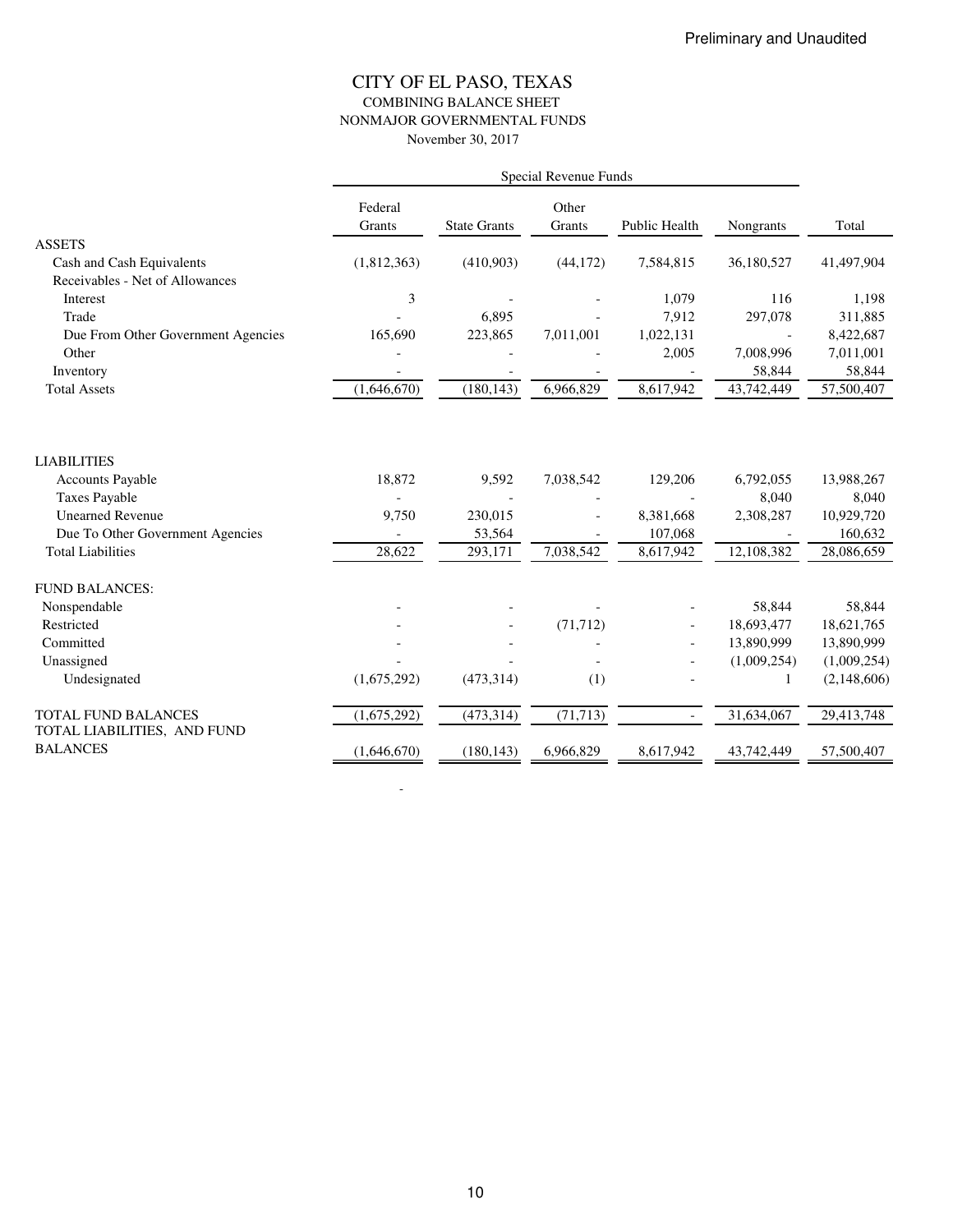Preliminary and Unaudited

# CITY OF EL PASO, TEXAS
## COMBINING BALANCE SHEET
## NONMAJOR GOVERNMENTAL FUNDS
November 30, 2017

| | Special Revenue Funds | | | | | |
|---|---|---|---|---|---|---|
| | Federal Grants | State Grants | Other Grants | Public Health | Nongrants | Total |
| ASSETS | | | | | | |
| Cash and Cash Equivalents | (1,812,363) | (410,903) | (44,172) | 7,584,815 | 36,180,527 | 41,497,904 |
| Receivables - Net of Allowances | | | | | | |
| Interest | 3 | - | - | 1,079 | 116 | 1,198 |
| Trade | - | 6,895 | - | 7,912 | 297,078 | 311,885 |
| Due From Other Government Agencies | 165,690 | 223,865 | 7,011,001 | 1,022,131 | - | 8,422,687 |
| Other | - | - | - | 2,005 | 7,008,996 | 7,011,001 |
| Inventory | - | - | - | - | 58,844 | 58,844 |
| Total Assets | (1,646,670) | (180,143) | 6,966,829 | 8,617,942 | 43,742,449 | 57,500,407 |
| LIABILITIES | | | | | | |
| Accounts Payable | 18,872 | 9,592 | 7,038,542 | 129,206 | 6,792,055 | 13,988,267 |
| Taxes Payable | - | - | - | - | 8,040 | 8,040 |
| Unearned Revenue | 9,750 | 230,015 | - | 8,381,668 | 2,308,287 | 10,929,720 |
| Due To Other Government Agencies | - | 53,564 | - | 107,068 | - | 160,632 |
| Total Liabilities | 28,622 | 293,171 | 7,038,542 | 8,617,942 | 12,108,382 | 28,086,659 |
| FUND BALANCES: | | | | | | |
| Nonspendable | - | - | - | - | 58,844 | 58,844 |
| Restricted | - | - | (71,712) | - | 18,693,477 | 18,621,765 |
| Committed | - | - | - | - | 13,890,999 | 13,890,999 |
| Unassigned | - | - | - | - | (1,009,254) | (1,009,254) |
| Undesignated | (1,675,292) | (473,314) | (1) | - | 1 | (2,148,606) |
| TOTAL FUND BALANCES | (1,675,292) | (473,314) | (71,713) | - | 31,634,067 | 29,413,748 |
| TOTAL LIABILITIES, AND FUND BALANCES | (1,646,670) | (180,143) | 6,966,829 | 8,617,942 | 43,742,449 | 57,500,407 |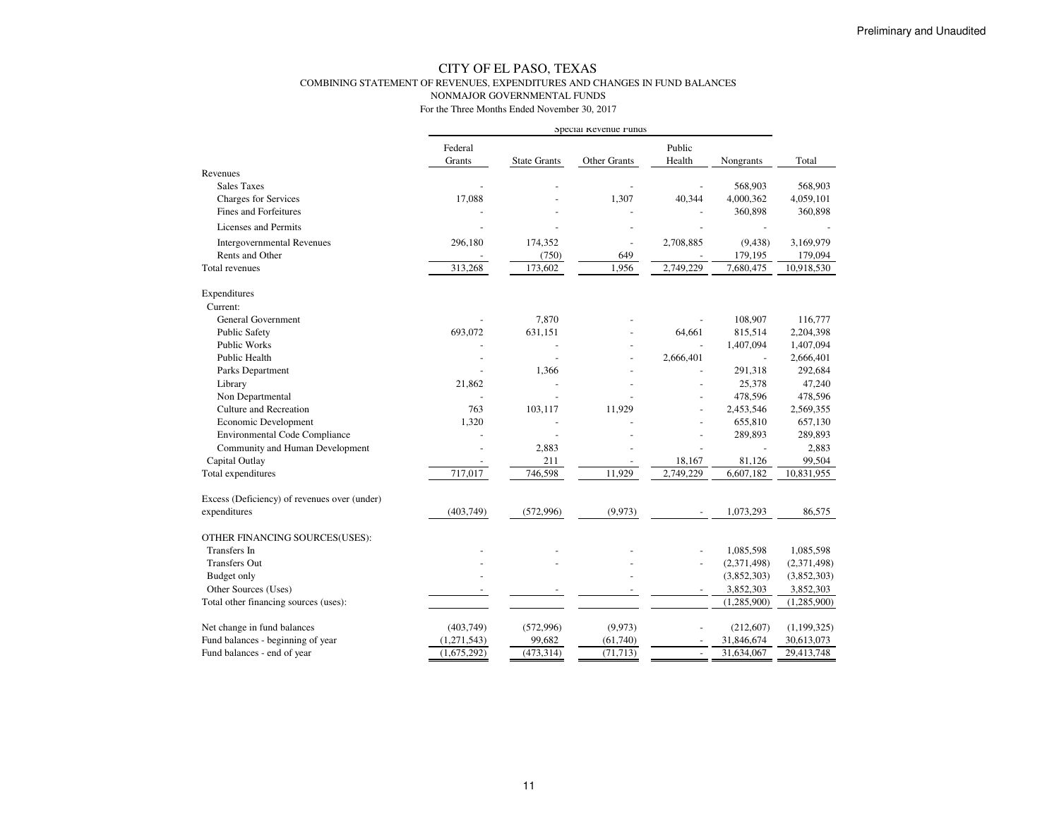Preliminary and Unaudited

# CITY OF EL PASO, TEXAS

## COMBINING STATEMENT OF REVENUES, EXPENDITURES AND CHANGES IN FUND BALANCES

### NONMAJOR GOVERNMENTAL FUNDS

For the Three Months Ended November 30, 2017

| | Special Revenue Funds | | | | | |
|---|---|---|---|---|---|---|
| | Federal Grants | State Grants | Other Grants | Public Health | Nongrants | Total |
| Revenues | | | | | | |
| Sales Taxes | - | - | - | - | 568,903 | 568,903 |
| Charges for Services | 17,088 | - | 1,307 | 40,344 | 4,000,362 | 4,059,101 |
| Fines and Forfeitures | - | - | - | - | 360,898 | 360,898 |
| Licenses and Permits | - | - | - | - | - | - |
| Intergovernmental Revenues | 296,180 | 174,352 | - | 2,708,885 | (9,438) | 3,169,979 |
| Rents and Other | - | (750) | 649 | - | 179,195 | 179,094 |
| Total revenues | 313,268 | 173,602 | 1,956 | 2,749,229 | 7,680,475 | 10,918,530 |
| Expenditures | | | | | | |
| Current: | | | | | | |
| General Government | - | 7,870 | - | - | 108,907 | 116,777 |
| Public Safety | 693,072 | 631,151 | - | 64,661 | 815,514 | 2,204,398 |
| Public Works | - | - | - | - | 1,407,094 | 1,407,094 |
| Public Health | - | - | - | 2,666,401 | - | 2,666,401 |
| Parks Department | - | 1,366 | - | - | 291,318 | 292,684 |
| Library | 21,862 | - | - | - | 25,378 | 47,240 |
| Non Departmental | - | - | - | - | 478,596 | 478,596 |
| Culture and Recreation | 763 | 103,117 | 11,929 | - | 2,453,546 | 2,569,355 |
| Economic Development | 1,320 | - | - | - | 655,810 | 657,130 |
| Environmental Code Compliance | - | - | - | - | 289,893 | 289,893 |
| Community and Human Development | - | 2,883 | - | - | - | 2,883 |
| Capital Outlay | - | 211 | - | 18,167 | 81,126 | 99,504 |
| Total expenditures | 717,017 | 746,598 | 11,929 | 2,749,229 | 6,607,182 | 10,831,955 |
| Excess (Deficiency) of revenues over (under) expenditures | (403,749) | (572,996) | (9,973) | - | 1,073,293 | 86,575 |
| OTHER FINANCING SOURCES(USES): | | | | | | |
| Transfers In | - | - | - | - | 1,085,598 | 1,085,598 |
| Transfers Out | - | - | - | - | (2,371,498) | (2,371,498) |
| Budget only | - | | - | | (3,852,303) | (3,852,303) |
| Other Sources (Uses) | - | - | - | - | 3,852,303 | 3,852,303 |
| Total other financing sources (uses): | | | | | (1,285,900) | (1,285,900) |
| Net change in fund balances | (403,749) | (572,996) | (9,973) | - | (212,607) | (1,199,325) |
| Fund balances - beginning of year | (1,271,543) | 99,682 | (61,740) | - | 31,846,674 | 30,613,073 |
| Fund balances - end of year | (1,675,292) | (473,314) | (71,713) | - | 31,634,067 | 29,413,748 |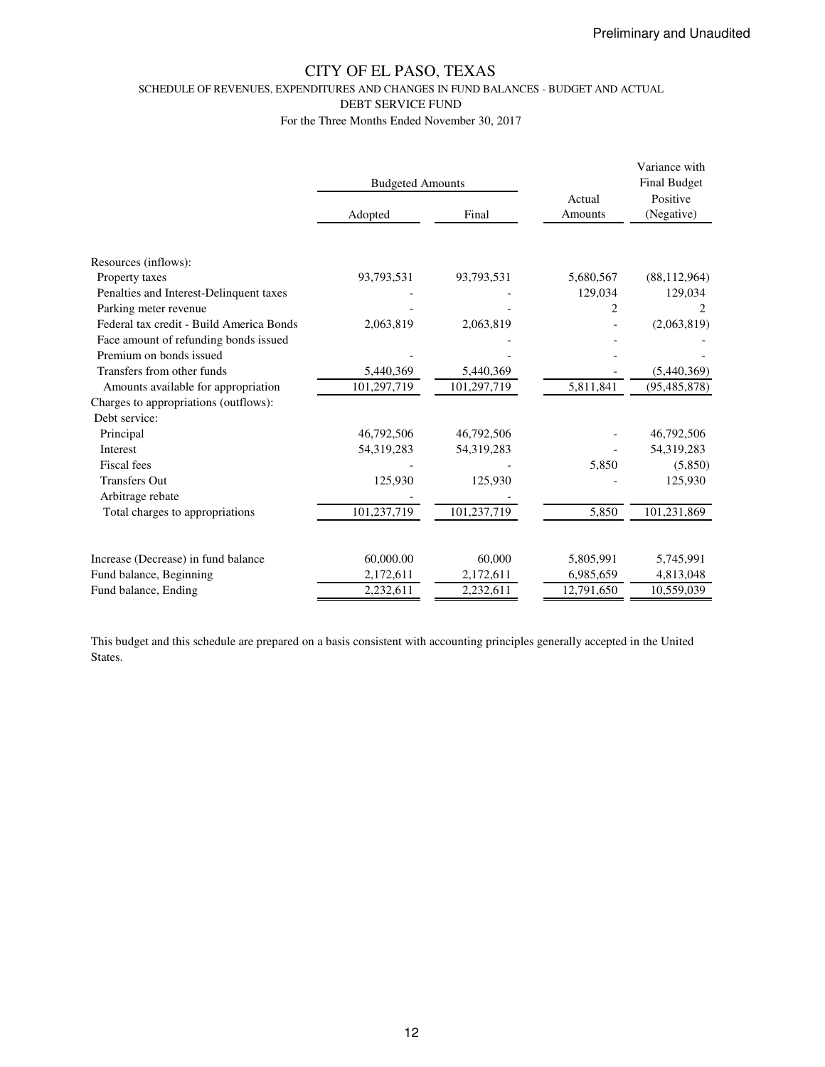Preliminary and Unaudited

# CITY OF EL PASO, TEXAS

## SCHEDULE OF REVENUES, EXPENDITURES AND CHANGES IN FUND BALANCES - BUDGET AND ACTUAL

### DEBT SERVICE FUND

For the Three Months Ended November 30, 2017

| | Budgeted Amounts | | | Variance with Final Budget |
|---|---|---|---|---|
| | Adopted | Final | Actual Amounts | Positive (Negative) |
| Resources (inflows): | | | | |
| Property taxes | 93,793,531 | 93,793,531 | 5,680,567 | (88,112,964) |
| Penalties and Interest-Delinquent taxes | - | - | 129,034 | 129,034 |
| Parking meter revenue | - | - | 2 | 2 |
| Federal tax credit - Build America Bonds | 2,063,819 | 2,063,819 | - | (2,063,819) |
| Face amount of refunding bonds issued | | - | - | - |
| Premium on bonds issued | - | - | - | - |
| Transfers from other funds | 5,440,369 | 5,440,369 | - | (5,440,369) |
| Amounts available for appropriation | 101,297,719 | 101,297,719 | 5,811,841 | (95,485,878) |
| Charges to appropriations (outflows): | | | | |
| Debt service: | | | | |
| Principal | 46,792,506 | 46,792,506 | - | 46,792,506 |
| Interest | 54,319,283 | 54,319,283 | - | 54,319,283 |
| Fiscal fees | - | - | 5,850 | (5,850) |
| Transfers Out | 125,930 | 125,930 | - | 125,930 |
| Arbitrage rebate | - | - | | |
| Total charges to appropriations | 101,237,719 | 101,237,719 | 5,850 | 101,231,869 |
| Increase (Decrease) in fund balance | 60,000.00 | 60,000 | 5,805,991 | 5,745,991 |
| Fund balance, Beginning | 2,172,611 | 2,172,611 | 6,985,659 | 4,813,048 |
| Fund balance, Ending | 2,232,611 | 2,232,611 | 12,791,650 | 10,559,039 |

This budget and this schedule are prepared on a basis consistent with accounting principles generally accepted in the United States.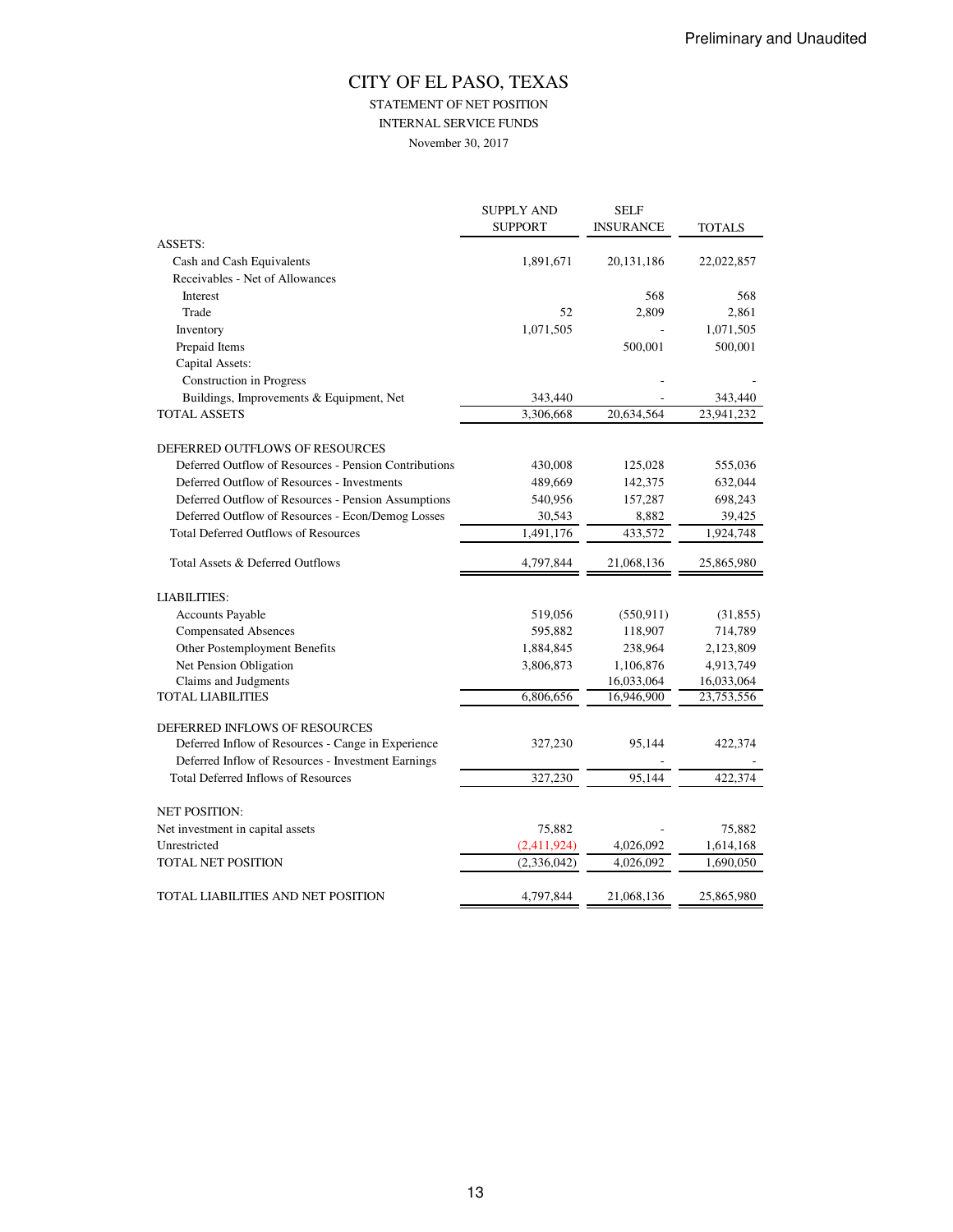Preliminary and Unaudited

# CITY OF EL PASO, TEXAS

STATEMENT OF NET POSITION

INTERNAL SERVICE FUNDS

November 30, 2017

| | SUPPLY AND SUPPORT | SELF INSURANCE | TOTALS |
|---|---|---|---|
| ASSETS: | | | |
| Cash and Cash Equivalents | 1,891,671 | 20,131,186 | 22,022,857 |
| Receivables - Net of Allowances | | | |
| Interest | | 568 | 568 |
| Trade | 52 | 2,809 | 2,861 |
| Inventory | 1,071,505 | - | 1,071,505 |
| Prepaid Items | | 500,001 | 500,001 |
| Capital Assets: | | | |
| Construction in Progress | | - | - |
| Buildings, Improvements & Equipment, Net | 343,440 | - | 343,440 |
| TOTAL ASSETS | 3,306,668 | 20,634,564 | 23,941,232 |
| | | | |
| DEFERRED OUTFLOWS OF RESOURCES | | | |
| Deferred Outflow of Resources - Pension Contributions | 430,008 | 125,028 | 555,036 |
| Deferred Outflow of Resources - Investments | 489,669 | 142,375 | 632,044 |
| Deferred Outflow of Resources - Pension Assumptions | 540,956 | 157,287 | 698,243 |
| Deferred Outflow of Resources - Econ/Demog Losses | 30,543 | 8,882 | 39,425 |
| Total Deferred Outflows of Resources | 1,491,176 | 433,572 | 1,924,748 |
| | | | |
| Total Assets & Deferred Outflows | 4,797,844 | 21,068,136 | 25,865,980 |
| | | | |
| LIABILITIES: | | | |
| Accounts Payable | 519,056 | (550,911) | (31,855) |
| Compensated Absences | 595,882 | 118,907 | 714,789 |
| Other Postemployment Benefits | 1,884,845 | 238,964 | 2,123,809 |
| Net Pension Obligation | 3,806,873 | 1,106,876 | 4,913,749 |
| Claims and Judgments | | 16,033,064 | 16,033,064 |
| TOTAL LIABILITIES | 6,806,656 | 16,946,900 | 23,753,556 |
| | | | |
| DEFERRED INFLOWS OF RESOURCES | | | |
| Deferred Inflow of Resources - Cange in Experience | 327,230 | 95,144 | 422,374 |
| Deferred Inflow of Resources - Investment Earnings | | - | - |
| Total Deferred Inflows of Resources | 327,230 | 95,144 | 422,374 |
| | | | |
| NET POSITION: | | | |
| Net investment in capital assets | 75,882 | - | 75,882 |
| Unrestricted | (2,411,924) | 4,026,092 | 1,614,168 |
| TOTAL NET POSITION | (2,336,042) | 4,026,092 | 1,690,050 |
| | | | |
| TOTAL LIABILITIES AND NET POSITION | 4,797,844 | 21,068,136 | 25,865,980 |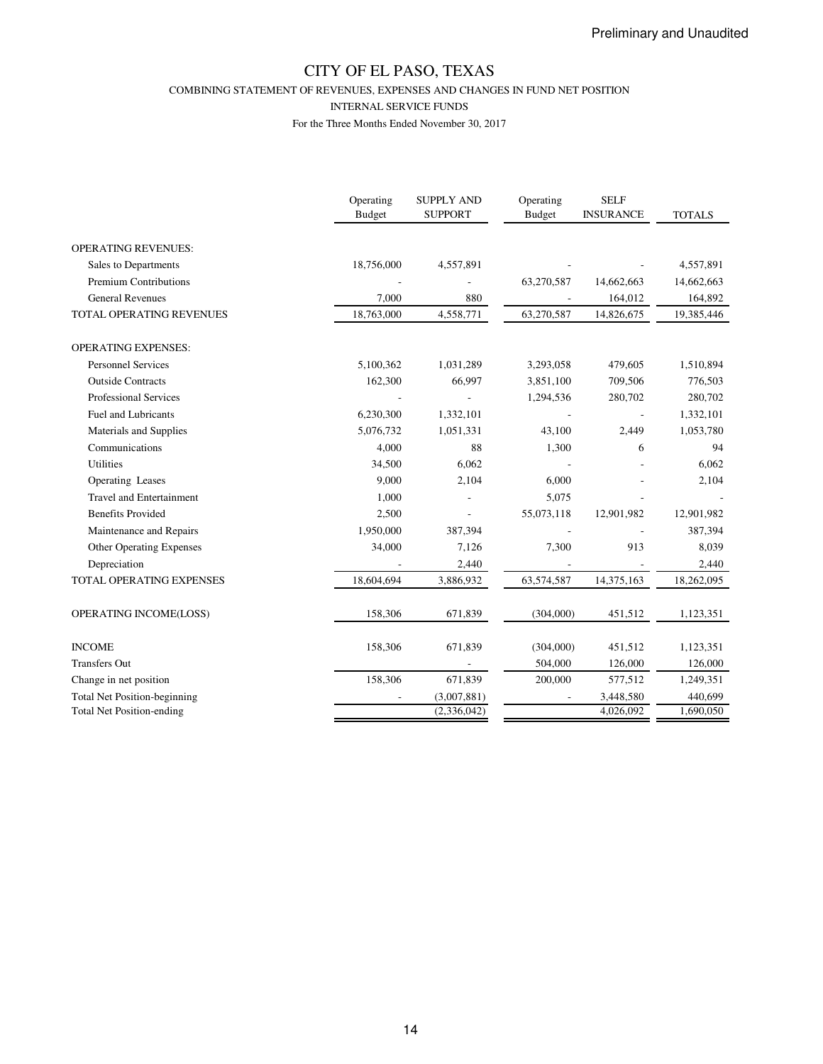Preliminary and Unaudited

# CITY OF EL PASO, TEXAS

COMBINING STATEMENT OF REVENUES, EXPENSES AND CHANGES IN FUND NET POSITION

INTERNAL SERVICE FUNDS

For the Three Months Ended November 30, 2017

| | Operating Budget | SUPPLY AND SUPPORT | Operating Budget | SELF INSURANCE | TOTALS |
|---|---|---|---|---|---|
| OPERATING REVENUES: | | | | | |
| Sales to Departments | 18,756,000 | 4,557,891 | - | - | 4,557,891 |
| Premium Contributions | - | - | 63,270,587 | 14,662,663 | 14,662,663 |
| General Revenues | 7,000 | 880 | - | 164,012 | 164,892 |
| TOTAL OPERATING REVENUES | 18,763,000 | 4,558,771 | 63,270,587 | 14,826,675 | 19,385,446 |
| OPERATING EXPENSES: | | | | | |
| Personnel Services | 5,100,362 | 1,031,289 | 3,293,058 | 479,605 | 1,510,894 |
| Outside Contracts | 162,300 | 66,997 | 3,851,100 | 709,506 | 776,503 |
| Professional Services | - | - | 1,294,536 | 280,702 | 280,702 |
| Fuel and Lubricants | 6,230,300 | 1,332,101 | - | - | 1,332,101 |
| Materials and Supplies | 5,076,732 | 1,051,331 | 43,100 | 2,449 | 1,053,780 |
| Communications | 4,000 | 88 | 1,300 | 6 | 94 |
| Utilities | 34,500 | 6,062 | - | - | 6,062 |
| Operating Leases | 9,000 | 2,104 | 6,000 | - | 2,104 |
| Travel and Entertainment | 1,000 | - | 5,075 | - | - |
| Benefits Provided | 2,500 | - | 55,073,118 | 12,901,982 | 12,901,982 |
| Maintenance and Repairs | 1,950,000 | 387,394 | - | - | 387,394 |
| Other Operating Expenses | 34,000 | 7,126 | 7,300 | 913 | 8,039 |
| Depreciation | - | 2,440 | - | - | 2,440 |
| TOTAL OPERATING EXPENSES | 18,604,694 | 3,886,932 | 63,574,587 | 14,375,163 | 18,262,095 |
| OPERATING INCOME(LOSS) | 158,306 | 671,839 | (304,000) | 451,512 | 1,123,351 |
| INCOME | 158,306 | 671,839 | (304,000) | 451,512 | 1,123,351 |
| Transfers Out | | - | 504,000 | 126,000 | 126,000 |
| Change in net position | 158,306 | 671,839 | 200,000 | 577,512 | 1,249,351 |
| Total Net Position-beginning | - | (3,007,881) | - | 3,448,580 | 440,699 |
| Total Net Position-ending | | (2,336,042) | | 4,026,092 | 1,690,050 |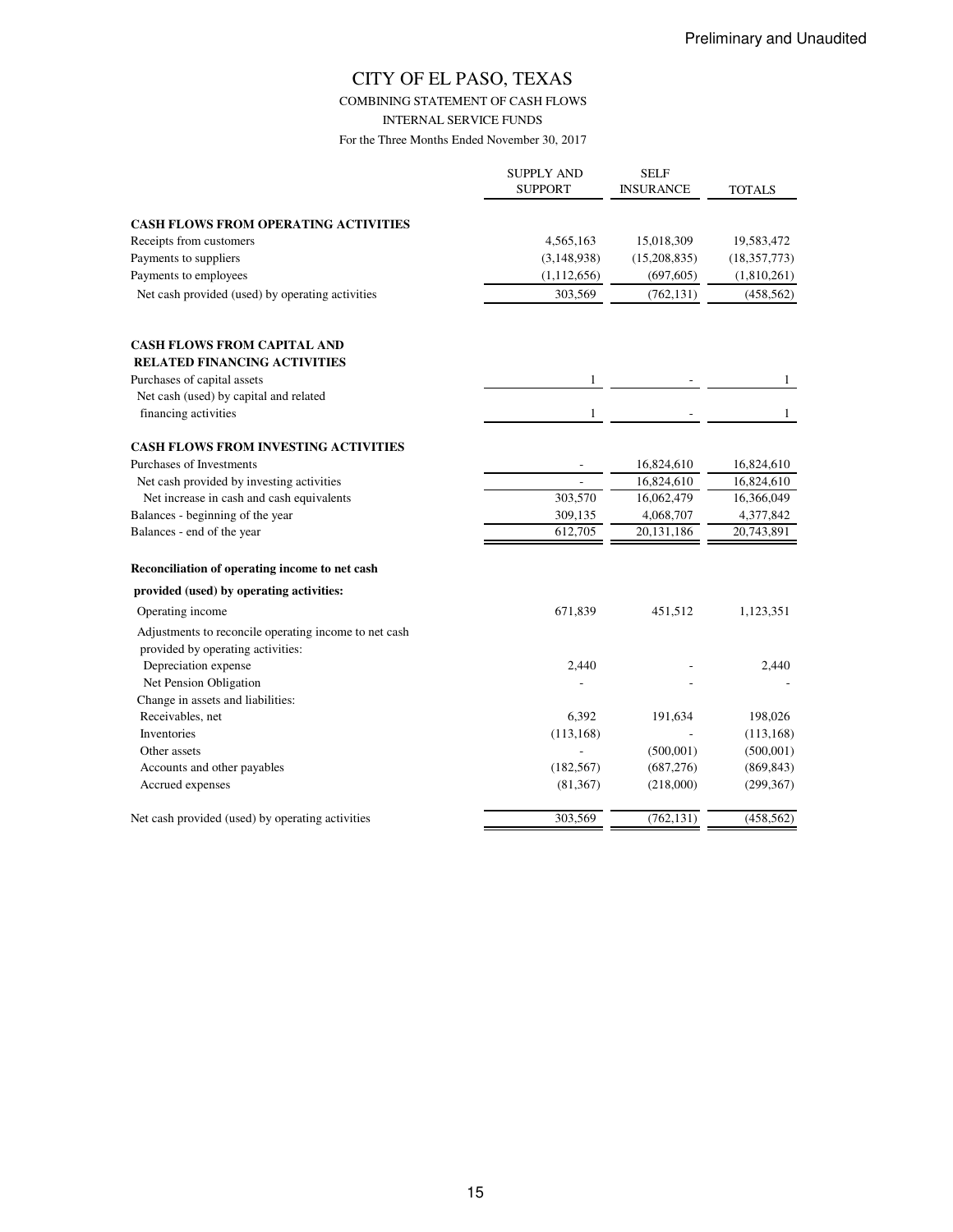Preliminary and Unaudited

# CITY OF EL PASO, TEXAS

## COMBINING STATEMENT OF CASH FLOWS

### INTERNAL SERVICE FUNDS

For the Three Months Ended November 30, 2017

| | SUPPLY AND SUPPORT | SELF INSURANCE | TOTALS |
|---|---|---|---|
| **CASH FLOWS FROM OPERATING ACTIVITIES** | | | |
| Receipts from customers | 4,565,163 | 15,018,309 | 19,583,472 |
| Payments to suppliers | (3,148,938) | (15,208,835) | (18,357,773) |
| Payments to employees | (1,112,656) | (697,605) | (1,810,261) |
| Net cash provided (used) by operating activities | 303,569 | (762,131) | (458,562) |
| **CASH FLOWS FROM CAPITAL AND RELATED FINANCING ACTIVITIES** | | | |
| Purchases of capital assets | 1 | - | 1 |
| Net cash (used) by capital and related financing activities | 1 | - | 1 |
| **CASH FLOWS FROM INVESTING ACTIVITIES** | | | |
| Purchases of Investments | - | 16,824,610 | 16,824,610 |
| Net cash provided by investing activities | - | 16,824,610 | 16,824,610 |
| Net increase in cash and cash equivalents | 303,570 | 16,062,479 | 16,366,049 |
| Balances - beginning of the year | 309,135 | 4,068,707 | 4,377,842 |
| Balances - end of the year | 612,705 | 20,131,186 | 20,743,891 |
| **Reconciliation of operating income to net cash provided (used) by operating activities:** | | | |
| Operating income | 671,839 | 451,512 | 1,123,351 |
| Adjustments to reconcile operating income to net cash provided by operating activities: | | | |
| Depreciation expense | 2,440 | - | 2,440 |
| Net Pension Obligation | - | - | - |
| Change in assets and liabilities: | | | |
| Receivables, net | 6,392 | 191,634 | 198,026 |
| Inventories | (113,168) | - | (113,168) |
| Other assets | - | (500,001) | (500,001) |
| Accounts and other payables | (182,567) | (687,276) | (869,843) |
| Accrued expenses | (81,367) | (218,000) | (299,367) |
| Net cash provided (used) by operating activities | 303,569 | (762,131) | (458,562) |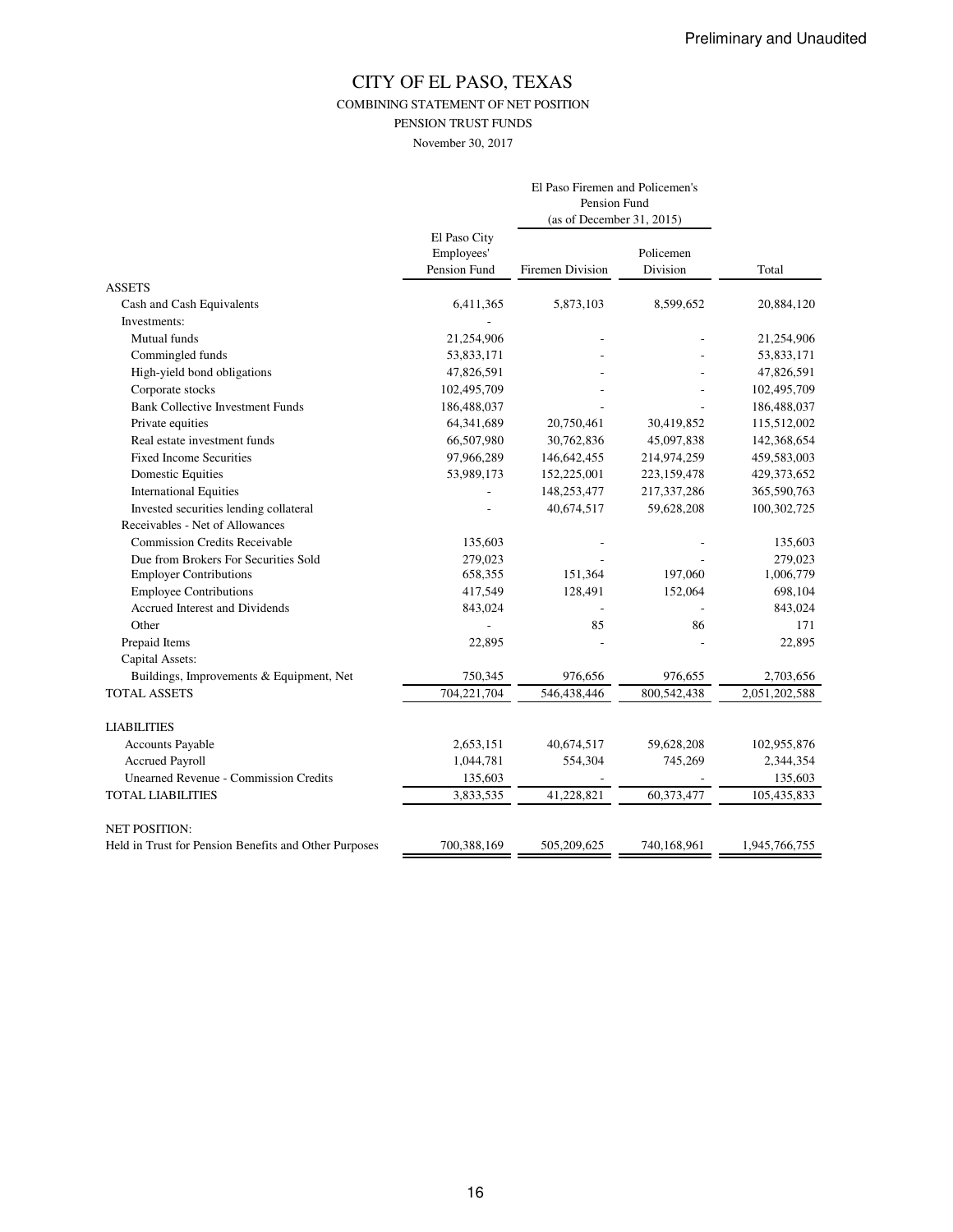Preliminary and Unaudited

# CITY OF EL PASO, TEXAS

## COMBINING STATEMENT OF NET POSITION

### PENSION TRUST FUNDS

November 30, 2017

| | El Paso City Employees' Pension Fund | El Paso Firemen and Policemen's Pension Fund (as of December 31, 2015) | | Total |
|---|---|---|---|---|
| | | Firemen Division | Policemen Division | |
| ASSETS | | | | |
| Cash and Cash Equivalents | 6,411,365 | 5,873,103 | 8,599,652 | 20,884,120 |
| Investments: | - | | | |
| Mutual funds | 21,254,906 | - | - | 21,254,906 |
| Commingled funds | 53,833,171 | - | - | 53,833,171 |
| High-yield bond obligations | 47,826,591 | - | - | 47,826,591 |
| Corporate stocks | 102,495,709 | - | - | 102,495,709 |
| Bank Collective Investment Funds | 186,488,037 | - | - | 186,488,037 |
| Private equities | 64,341,689 | 20,750,461 | 30,419,852 | 115,512,002 |
| Real estate investment funds | 66,507,980 | 30,762,836 | 45,097,838 | 142,368,654 |
| Fixed Income Securities | 97,966,289 | 146,642,455 | 214,974,259 | 459,583,003 |
| Domestic Equities | 53,989,173 | 152,225,001 | 223,159,478 | 429,373,652 |
| International Equities | - | 148,253,477 | 217,337,286 | 365,590,763 |
| Invested securities lending collateral | - | 40,674,517 | 59,628,208 | 100,302,725 |
| Receivables - Net of Allowances | | | | |
| Commission Credits Receivable | 135,603 | - | - | 135,603 |
| Due from Brokers For Securities Sold | 279,023 | - | - | 279,023 |
| Employer Contributions | 658,355 | 151,364 | 197,060 | 1,006,779 |
| Employee Contributions | 417,549 | 128,491 | 152,064 | 698,104 |
| Accrued Interest and Dividends | 843,024 | - | - | 843,024 |
| Other | - | 85 | 86 | 171 |
| Prepaid Items | 22,895 | - | - | 22,895 |
| Capital Assets: | | | | |
| Buildings, Improvements & Equipment, Net | 750,345 | 976,656 | 976,655 | 2,703,656 |
| TOTAL ASSETS | 704,221,704 | 546,438,446 | 800,542,438 | 2,051,202,588 |
| LIABILITIES | | | | |
| Accounts Payable | 2,653,151 | 40,674,517 | 59,628,208 | 102,955,876 |
| Accrued Payroll | 1,044,781 | 554,304 | 745,269 | 2,344,354 |
| Unearned Revenue - Commission Credits | 135,603 | - | - | 135,603 |
| TOTAL LIABILITIES | 3,833,535 | 41,228,821 | 60,373,477 | 105,435,833 |
| NET POSITION: | | | | |
| Held in Trust for Pension Benefits and Other Purposes | 700,388,169 | 505,209,625 | 740,168,961 | 1,945,766,755 |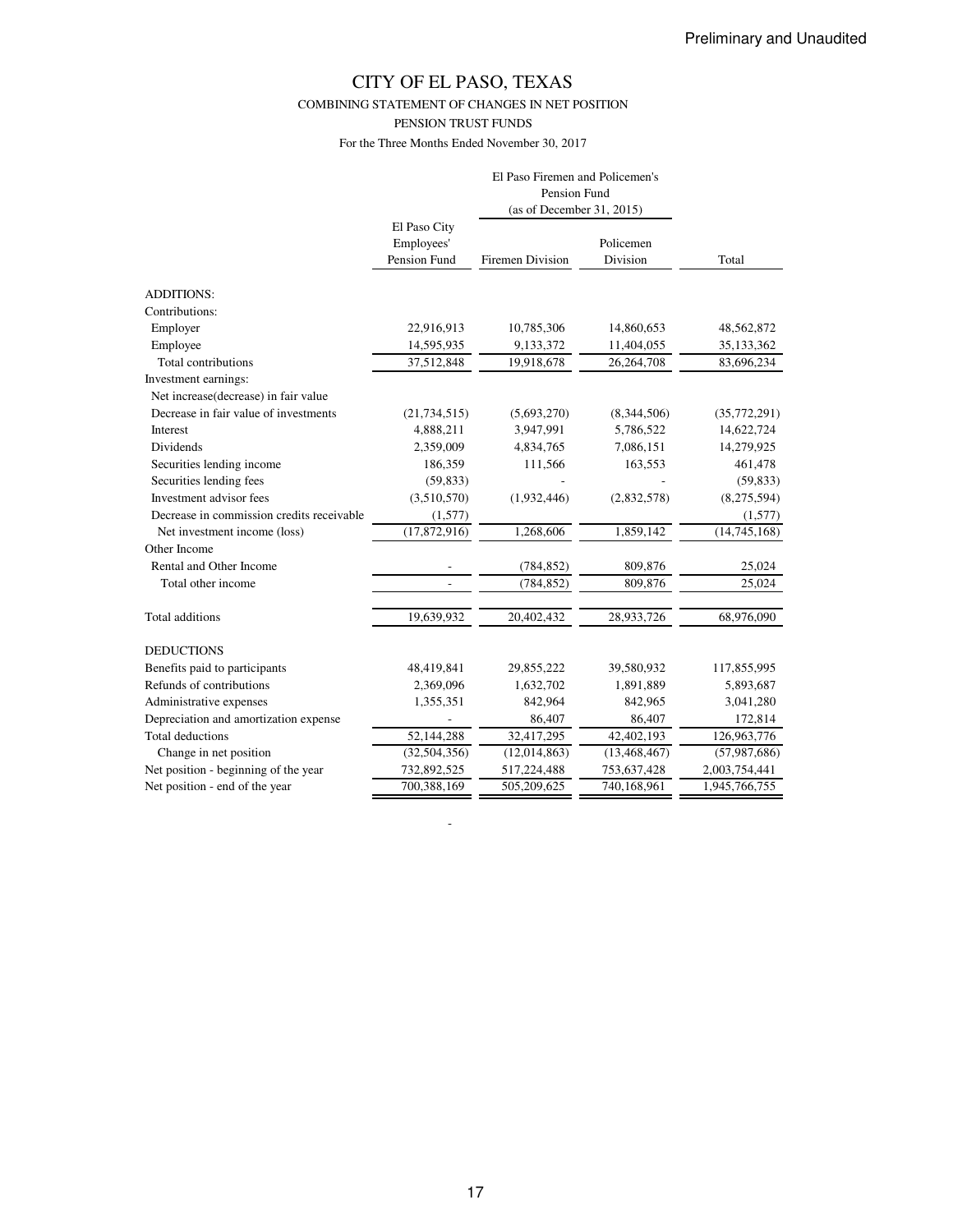Preliminary and Unaudited

# CITY OF EL PASO, TEXAS

## COMBINING STATEMENT OF CHANGES IN NET POSITION

### PENSION TRUST FUNDS

For the Three Months Ended November 30, 2017

| | | El Paso Firemen and Policemen's Pension Fund (as of December 31, 2015) | | |
|---|---|---|---|---|
| | El Paso City Employees' Pension Fund | Firemen Division | Policemen Division | Total |
| ADDITIONS: | | | | |
| Contributions: | | | | |
| Employer | 22,916,913 | 10,785,306 | 14,860,653 | 48,562,872 |
| Employee | 14,595,935 | 9,133,372 | 11,404,055 | 35,133,362 |
| Total contributions | 37,512,848 | 19,918,678 | 26,264,708 | 83,696,234 |
| Investment earnings: | | | | |
| Net increase(decrease) in fair value | | | | |
| Decrease in fair value of investments | (21,734,515) | (5,693,270) | (8,344,506) | (35,772,291) |
| Interest | 4,888,211 | 3,947,991 | 5,786,522 | 14,622,724 |
| Dividends | 2,359,009 | 4,834,765 | 7,086,151 | 14,279,925 |
| Securities lending income | 186,359 | 111,566 | 163,553 | 461,478 |
| Securities lending fees | (59,833) | - | - | (59,833) |
| Investment advisor fees | (3,510,570) | (1,932,446) | (2,832,578) | (8,275,594) |
| Decrease in commission credits receivable | (1,577) | | | (1,577) |
| Net investment income (loss) | (17,872,916) | 1,268,606 | 1,859,142 | (14,745,168) |
| Other Income | | | | |
| Rental and Other Income | - | (784,852) | 809,876 | 25,024 |
| Total other income | - | (784,852) | 809,876 | 25,024 |
| Total additions | 19,639,932 | 20,402,432 | 28,933,726 | 68,976,090 |
| DEDUCTIONS | | | | |
| Benefits paid to participants | 48,419,841 | 29,855,222 | 39,580,932 | 117,855,995 |
| Refunds of contributions | 2,369,096 | 1,632,702 | 1,891,889 | 5,893,687 |
| Administrative expenses | 1,355,351 | 842,964 | 842,965 | 3,041,280 |
| Depreciation and amortization expense | - | 86,407 | 86,407 | 172,814 |
| Total deductions | 52,144,288 | 32,417,295 | 42,402,193 | 126,963,776 |
| Change in net position | (32,504,356) | (12,014,863) | (13,468,467) | (57,987,686) |
| Net position - beginning of the year | 732,892,525 | 517,224,488 | 753,637,428 | 2,003,754,441 |
| Net position - end of the year | 700,388,169 | 505,209,625 | 740,168,961 | 1,945,766,755 |

-